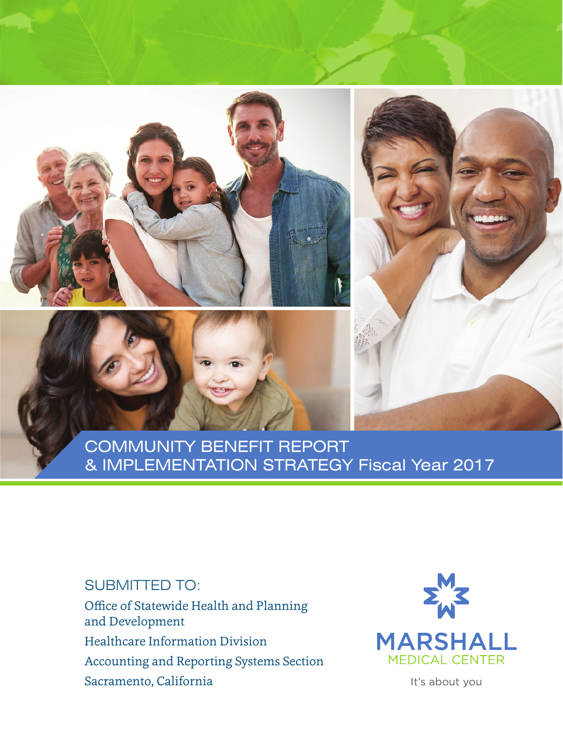# COMMUNITY BENEFIT REPORT & IMPLEMENTATION STRATEGY Fiscal Year 2017

SUBMITTED TO:

Office of Statewide Health and Planning and Development

Healthcare Information Division

Accounting and Reporting Systems Section

Sacramento, California

MARSHALL MEDICAL CENTER

It's about you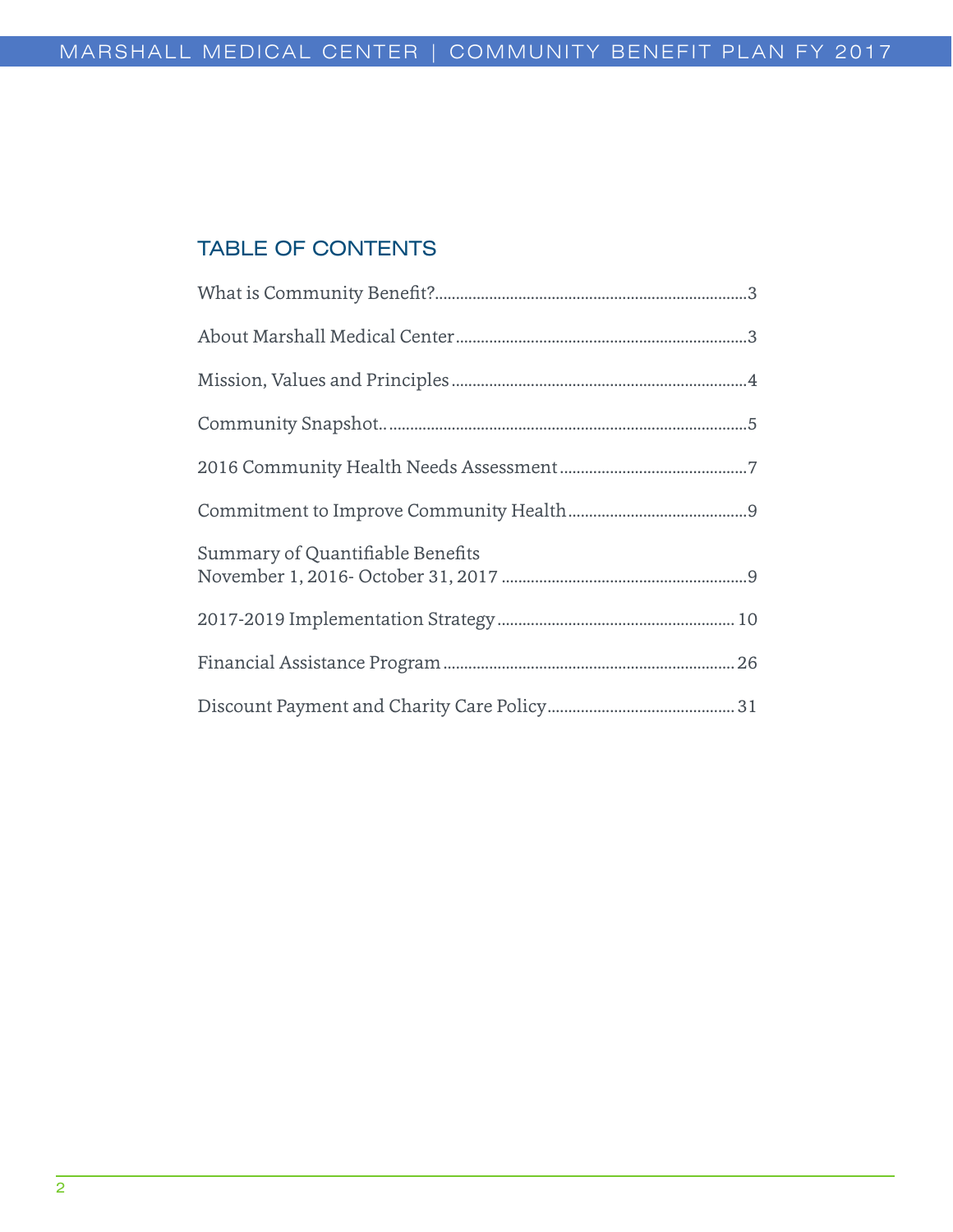## TABLE OF CONTENTS

What is Community Benefit?..........................................................................3

About Marshall Medical Center.....................................................................3

Mission, Values and Principles......................................................................4

Community Snapshot.....................................................................................5

2016 Community Health Needs Assessment.............................................7

Commitment to Improve Community Health...........................................9

Summary of Quantifiable Benefits
November 1, 2016- October 31, 2017..........................................................9

2017-2019 Implementation Strategy........................................................10

Financial Assistance Program.....................................................................26

Discount Payment and Charity Care Policy.............................................31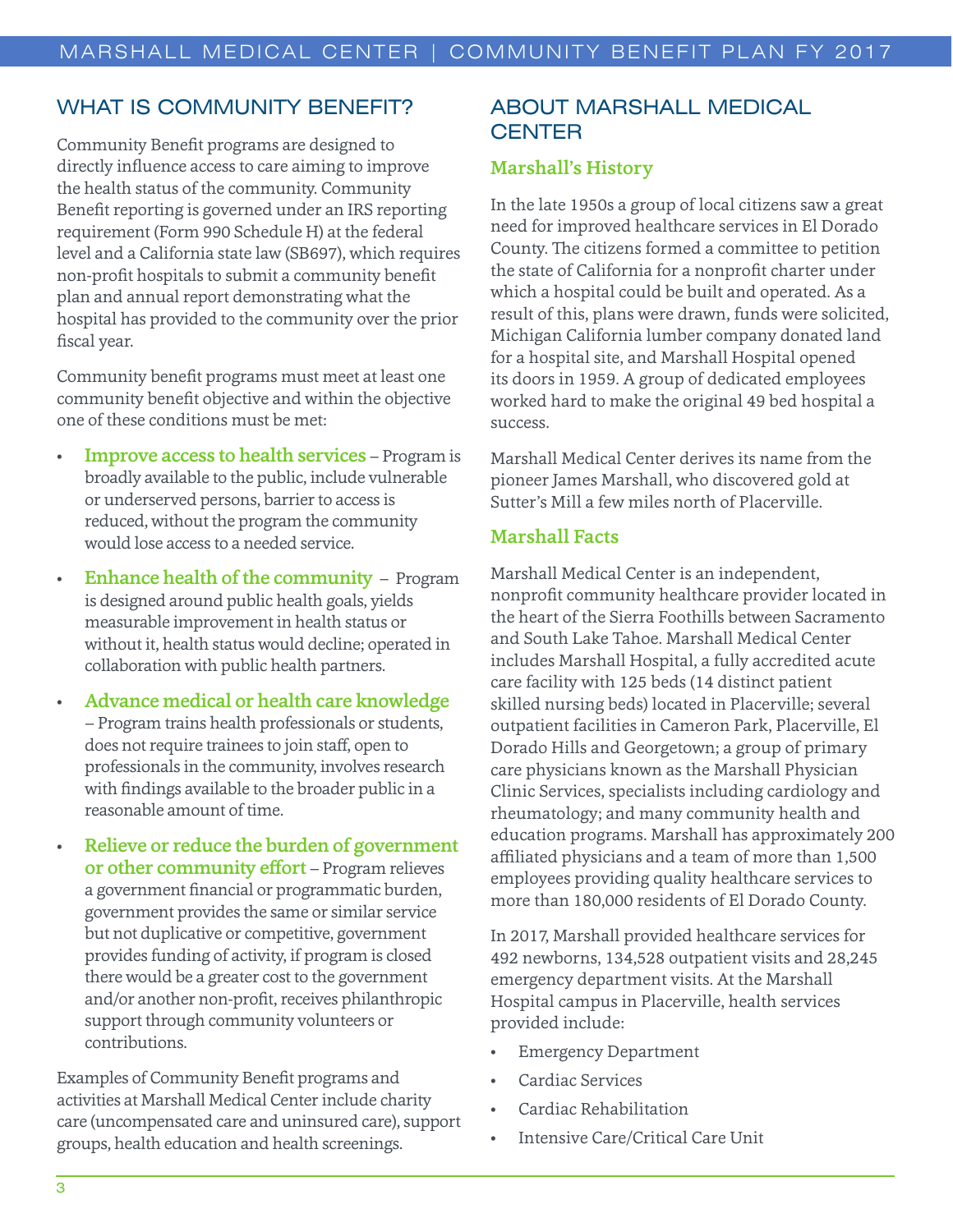## WHAT IS COMMUNITY BENEFIT?

Community Benefit programs are designed to directly influence access to care aiming to improve the health status of the community. Community Benefit reporting is governed under an IRS reporting requirement (Form 990 Schedule H) at the federal level and a California state law (SB697), which requires non-profit hospitals to submit a community benefit plan and annual report demonstrating what the hospital has provided to the community over the prior fiscal year.

Community benefit programs must meet at least one community benefit objective and within the objective one of these conditions must be met:

- **Improve access to health services** – Program is broadly available to the public, include vulnerable or underserved persons, barrier to access is reduced, without the program the community would lose access to a needed service.
- **Enhance health of the community** – Program is designed around public health goals, yields measurable improvement in health status or without it, health status would decline; operated in collaboration with public health partners.
- **Advance medical or health care knowledge** – Program trains health professionals or students, does not require trainees to join staff, open to professionals in the community, involves research with findings available to the broader public in a reasonable amount of time.
- **Relieve or reduce the burden of government or other community effort** – Program relieves a government financial or programmatic burden, government provides the same or similar service but not duplicative or competitive, government provides funding of activity, if program is closed there would be a greater cost to the government and/or another non-profit, receives philanthropic support through community volunteers or contributions.

Examples of Community Benefit programs and activities at Marshall Medical Center include charity care (uncompensated care and uninsured care), support groups, health education and health screenings.

## ABOUT MARSHALL MEDICAL CENTER

### Marshall's History

In the late 1950s a group of local citizens saw a great need for improved healthcare services in El Dorado County. The citizens formed a committee to petition the state of California for a nonprofit charter under which a hospital could be built and operated. As a result of this, plans were drawn, funds were solicited, Michigan California lumber company donated land for a hospital site, and Marshall Hospital opened its doors in 1959. A group of dedicated employees worked hard to make the original 49 bed hospital a success.

Marshall Medical Center derives its name from the pioneer James Marshall, who discovered gold at Sutter's Mill a few miles north of Placerville.

### Marshall Facts

Marshall Medical Center is an independent, nonprofit community healthcare provider located in the heart of the Sierra Foothills between Sacramento and South Lake Tahoe. Marshall Medical Center includes Marshall Hospital, a fully accredited acute care facility with 125 beds (14 distinct patient skilled nursing beds) located in Placerville; several outpatient facilities in Cameron Park, Placerville, El Dorado Hills and Georgetown; a group of primary care physicians known as the Marshall Physician Clinic Services, specialists including cardiology and rheumatology; and many community health and education programs. Marshall has approximately 200 affiliated physicians and a team of more than 1,500 employees providing quality healthcare services to more than 180,000 residents of El Dorado County.

In 2017, Marshall provided healthcare services for 492 newborns, 134,528 outpatient visits and 28,245 emergency department visits. At the Marshall Hospital campus in Placerville, health services provided include:

- Emergency Department
- Cardiac Services
- Cardiac Rehabilitation
- Intensive Care/Critical Care Unit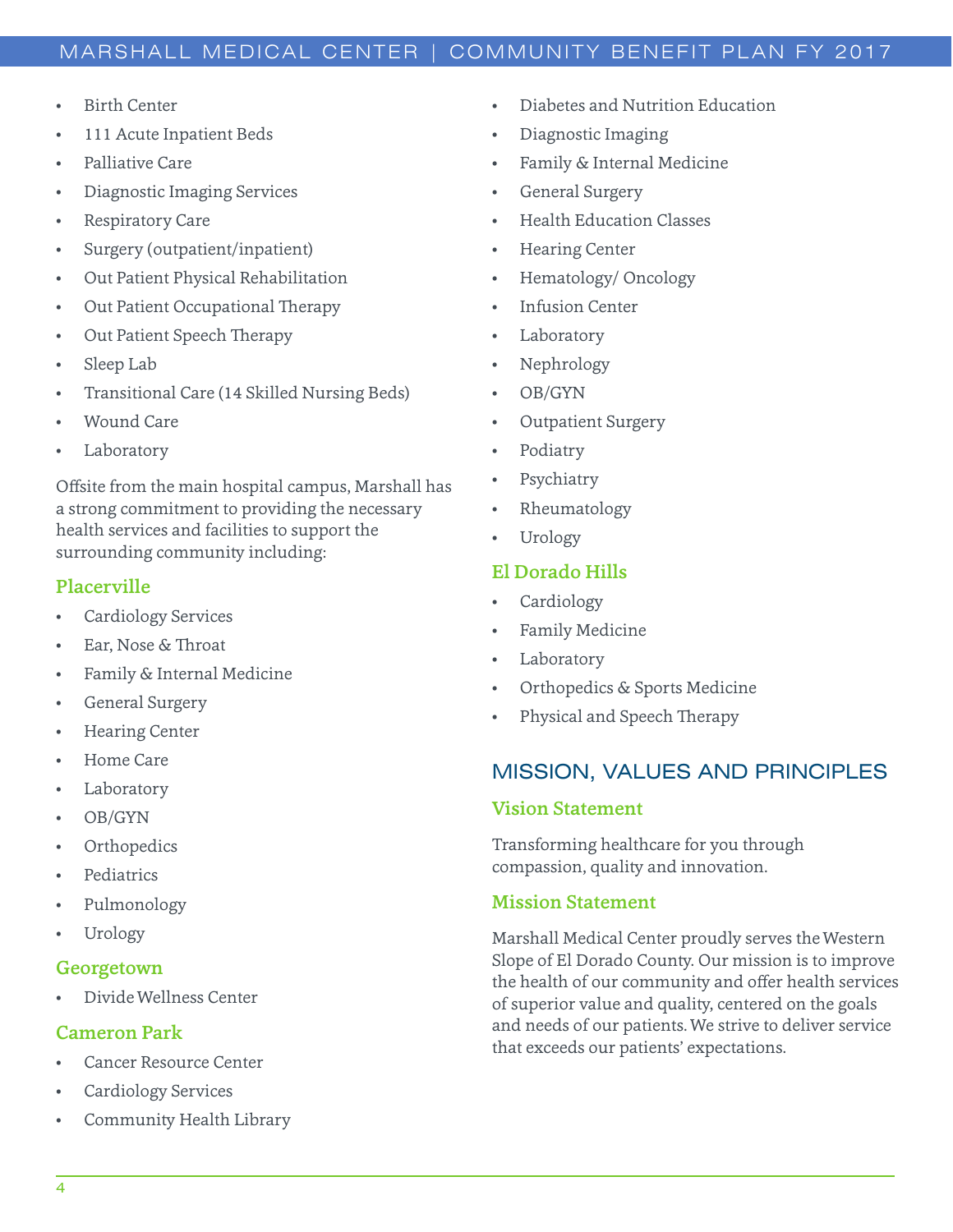- Birth Center
- 111 Acute Inpatient Beds
- Palliative Care
- Diagnostic Imaging Services
- Respiratory Care
- Surgery (outpatient/inpatient)
- Out Patient Physical Rehabilitation
- Out Patient Occupational Therapy
- Out Patient Speech Therapy
- Sleep Lab
- Transitional Care (14 Skilled Nursing Beds)
- Wound Care
- Laboratory

Offsite from the main hospital campus, Marshall has a strong commitment to providing the necessary health services and facilities to support the surrounding community including:

### Placerville

- Cardiology Services
- Ear, Nose & Throat
- Family & Internal Medicine
- General Surgery
- Hearing Center
- Home Care
- Laboratory
- OB/GYN
- Orthopedics
- Pediatrics
- Pulmonology
- Urology

### Georgetown

- Divide Wellness Center

### Cameron Park

- Cancer Resource Center
- Cardiology Services
- Community Health Library
- Diabetes and Nutrition Education
- Diagnostic Imaging
- Family & Internal Medicine
- General Surgery
- Health Education Classes
- Hearing Center
- Hematology/ Oncology
- Infusion Center
- Laboratory
- Nephrology
- OB/GYN
- Outpatient Surgery
- Podiatry
- Psychiatry
- Rheumatology
- Urology

### El Dorado Hills

- Cardiology
- Family Medicine
- Laboratory
- Orthopedics & Sports Medicine
- Physical and Speech Therapy

## MISSION, VALUES AND PRINCIPLES

### Vision Statement

Transforming healthcare for you through compassion, quality and innovation.

### Mission Statement

Marshall Medical Center proudly serves the Western Slope of El Dorado County. Our mission is to improve the health of our community and offer health services of superior value and quality, centered on the goals and needs of our patients. We strive to deliver service that exceeds our patients' expectations.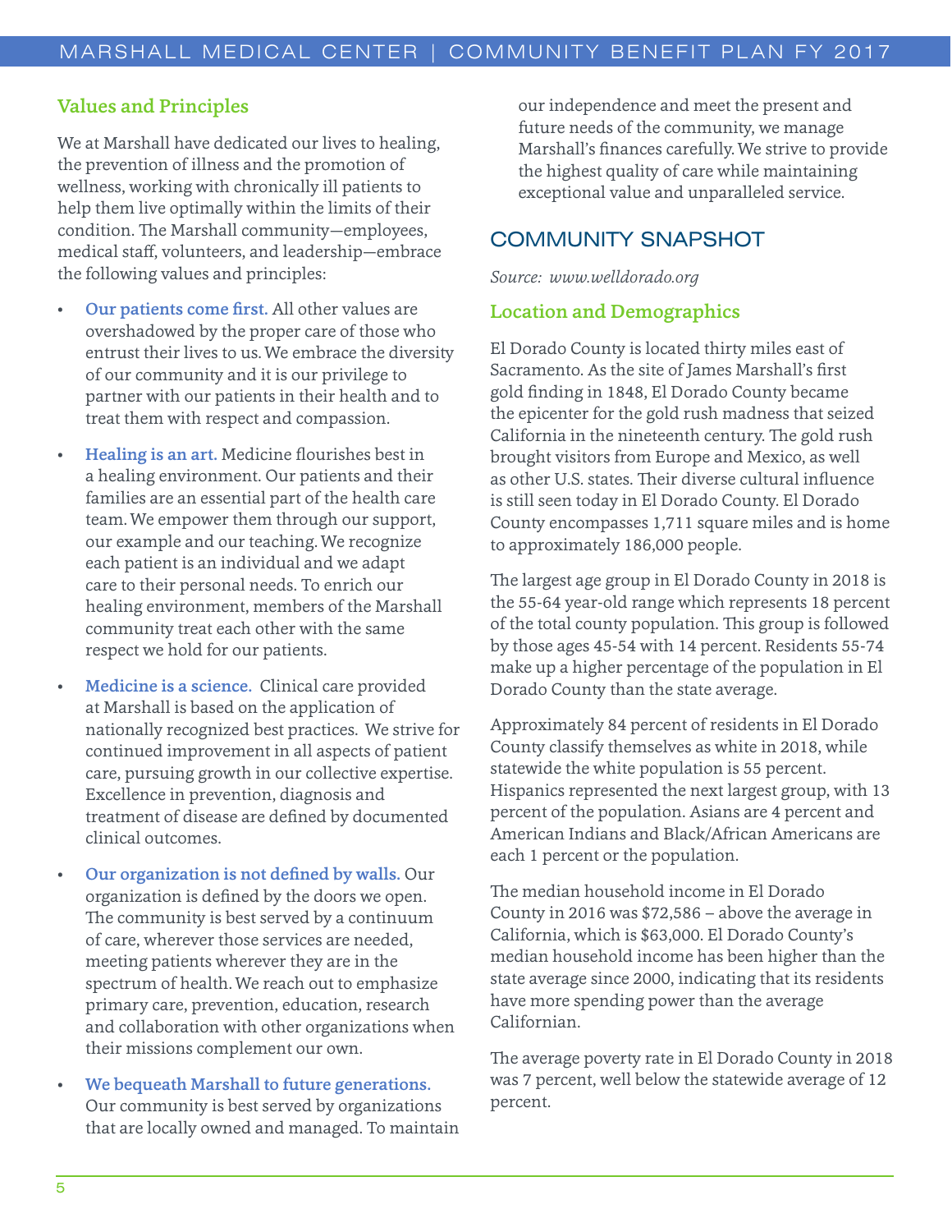### Values and Principles

We at Marshall have dedicated our lives to healing, the prevention of illness and the promotion of wellness, working with chronically ill patients to help them live optimally within the limits of their condition. The Marshall community—employees, medical staff, volunteers, and leadership—embrace the following values and principles:

- **Our patients come first.** All other values are overshadowed by the proper care of those who entrust their lives to us. We embrace the diversity of our community and it is our privilege to partner with our patients in their health and to treat them with respect and compassion.
- **Healing is an art.** Medicine flourishes best in a healing environment. Our patients and their families are an essential part of the health care team. We empower them through our support, our example and our teaching. We recognize each patient is an individual and we adapt care to their personal needs. To enrich our healing environment, members of the Marshall community treat each other with the same respect we hold for our patients.
- **Medicine is a science.** Clinical care provided at Marshall is based on the application of nationally recognized best practices. We strive for continued improvement in all aspects of patient care, pursuing growth in our collective expertise. Excellence in prevention, diagnosis and treatment of disease are defined by documented clinical outcomes.
- **Our organization is not defined by walls.** Our organization is defined by the doors we open. The community is best served by a continuum of care, wherever those services are needed, meeting patients wherever they are in the spectrum of health. We reach out to emphasize primary care, prevention, education, research and collaboration with other organizations when their missions complement our own.
- **We bequeath Marshall to future generations.** Our community is best served by organizations that are locally owned and managed. To maintain our independence and meet the present and future needs of the community, we manage Marshall's finances carefully. We strive to provide the highest quality of care while maintaining exceptional value and unparalleled service.

## COMMUNITY SNAPSHOT

*Source: www.welldorado.org*

### Location and Demographics

El Dorado County is located thirty miles east of Sacramento. As the site of James Marshall's first gold finding in 1848, El Dorado County became the epicenter for the gold rush madness that seized California in the nineteenth century. The gold rush brought visitors from Europe and Mexico, as well as other U.S. states. Their diverse cultural influence is still seen today in El Dorado County. El Dorado County encompasses 1,711 square miles and is home to approximately 186,000 people.

The largest age group in El Dorado County in 2018 is the 55-64 year-old range which represents 18 percent of the total county population. This group is followed by those ages 45-54 with 14 percent. Residents 55-74 make up a higher percentage of the population in El Dorado County than the state average.

Approximately 84 percent of residents in El Dorado County classify themselves as white in 2018, while statewide the white population is 55 percent. Hispanics represented the next largest group, with 13 percent of the population. Asians are 4 percent and American Indians and Black/African Americans are each 1 percent or the population.

The median household income in El Dorado County in 2016 was $72,586 – above the average in California, which is $63,000. El Dorado County's median household income has been higher than the state average since 2000, indicating that its residents have more spending power than the average Californian.

The average poverty rate in El Dorado County in 2018 was 7 percent, well below the statewide average of 12 percent.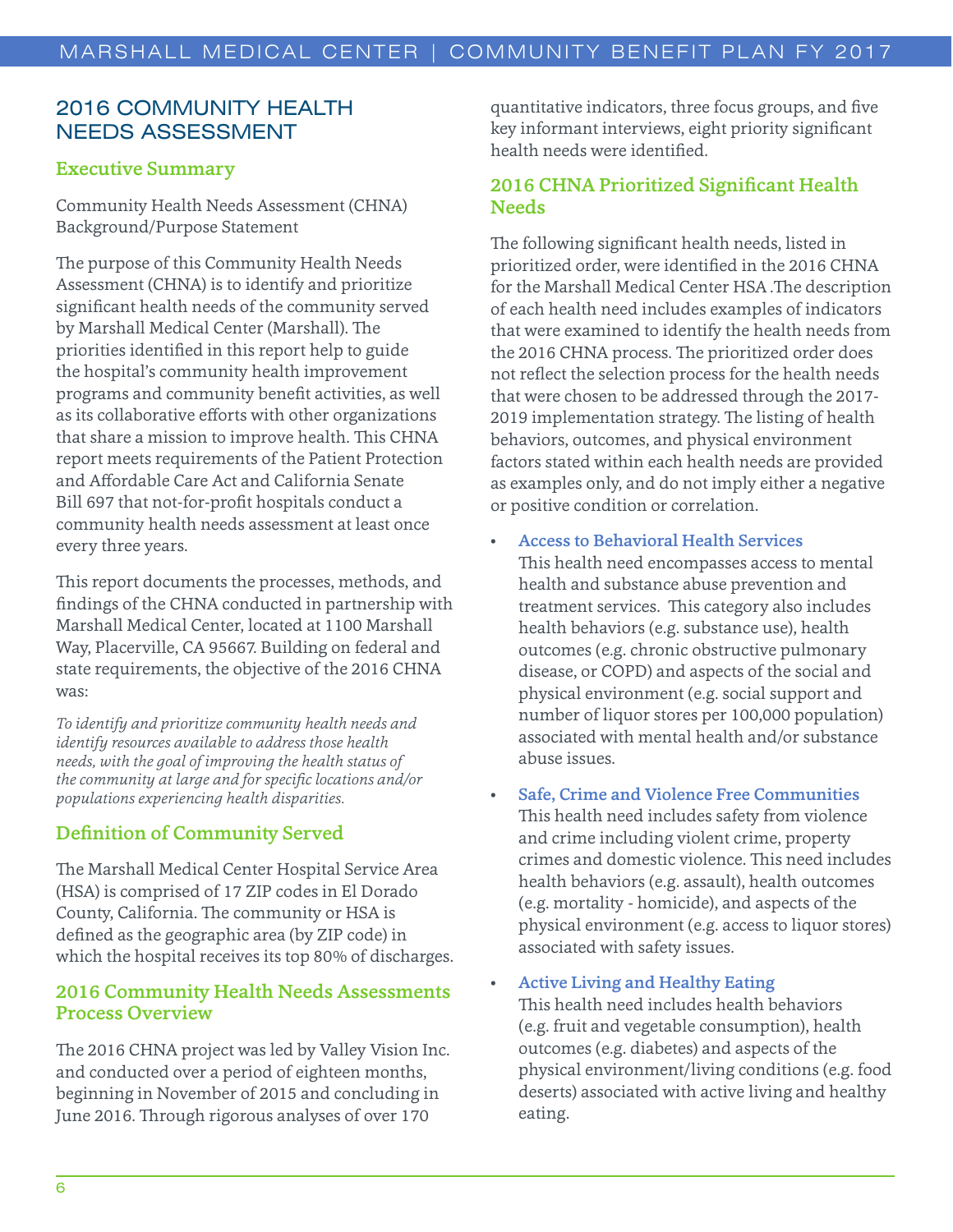## 2016 COMMUNITY HEALTH NEEDS ASSESSMENT

### Executive Summary

Community Health Needs Assessment (CHNA) Background/Purpose Statement

The purpose of this Community Health Needs Assessment (CHNA) is to identify and prioritize significant health needs of the community served by Marshall Medical Center (Marshall). The priorities identified in this report help to guide the hospital's community health improvement programs and community benefit activities, as well as its collaborative efforts with other organizations that share a mission to improve health. This CHNA report meets requirements of the Patient Protection and Affordable Care Act and California Senate Bill 697 that not-for-profit hospitals conduct a community health needs assessment at least once every three years.

This report documents the processes, methods, and findings of the CHNA conducted in partnership with Marshall Medical Center, located at 1100 Marshall Way, Placerville, CA 95667. Building on federal and state requirements, the objective of the 2016 CHNA was:

*To identify and prioritize community health needs and identify resources available to address those health needs, with the goal of improving the health status of the community at large and for specific locations and/or populations experiencing health disparities.*

### Definition of Community Served

The Marshall Medical Center Hospital Service Area (HSA) is comprised of 17 ZIP codes in El Dorado County, California. The community or HSA is defined as the geographic area (by ZIP code) in which the hospital receives its top 80% of discharges.

### 2016 Community Health Needs Assessments Process Overview

The 2016 CHNA project was led by Valley Vision Inc. and conducted over a period of eighteen months, beginning in November of 2015 and concluding in June 2016. Through rigorous analyses of over 170 quantitative indicators, three focus groups, and five key informant interviews, eight priority significant health needs were identified.

### 2016 CHNA Prioritized Significant Health Needs

The following significant health needs, listed in prioritized order, were identified in the 2016 CHNA for the Marshall Medical Center HSA .The description of each health need includes examples of indicators that were examined to identify the health needs from the 2016 CHNA process. The prioritized order does not reflect the selection process for the health needs that were chosen to be addressed through the 2017-2019 implementation strategy. The listing of health behaviors, outcomes, and physical environment factors stated within each health needs are provided as examples only, and do not imply either a negative or positive condition or correlation.

- **Access to Behavioral Health Services**
  This health need encompasses access to mental health and substance abuse prevention and treatment services. This category also includes health behaviors (e.g. substance use), health outcomes (e.g. chronic obstructive pulmonary disease, or COPD) and aspects of the social and physical environment (e.g. social support and number of liquor stores per 100,000 population) associated with mental health and/or substance abuse issues.

- **Safe, Crime and Violence Free Communities**
  This health need includes safety from violence and crime including violent crime, property crimes and domestic violence. This need includes health behaviors (e.g. assault), health outcomes (e.g. mortality - homicide), and aspects of the physical environment (e.g. access to liquor stores) associated with safety issues.

- **Active Living and Healthy Eating**
  This health need includes health behaviors (e.g. fruit and vegetable consumption), health outcomes (e.g. diabetes) and aspects of the physical environment/living conditions (e.g. food deserts) associated with active living and healthy eating.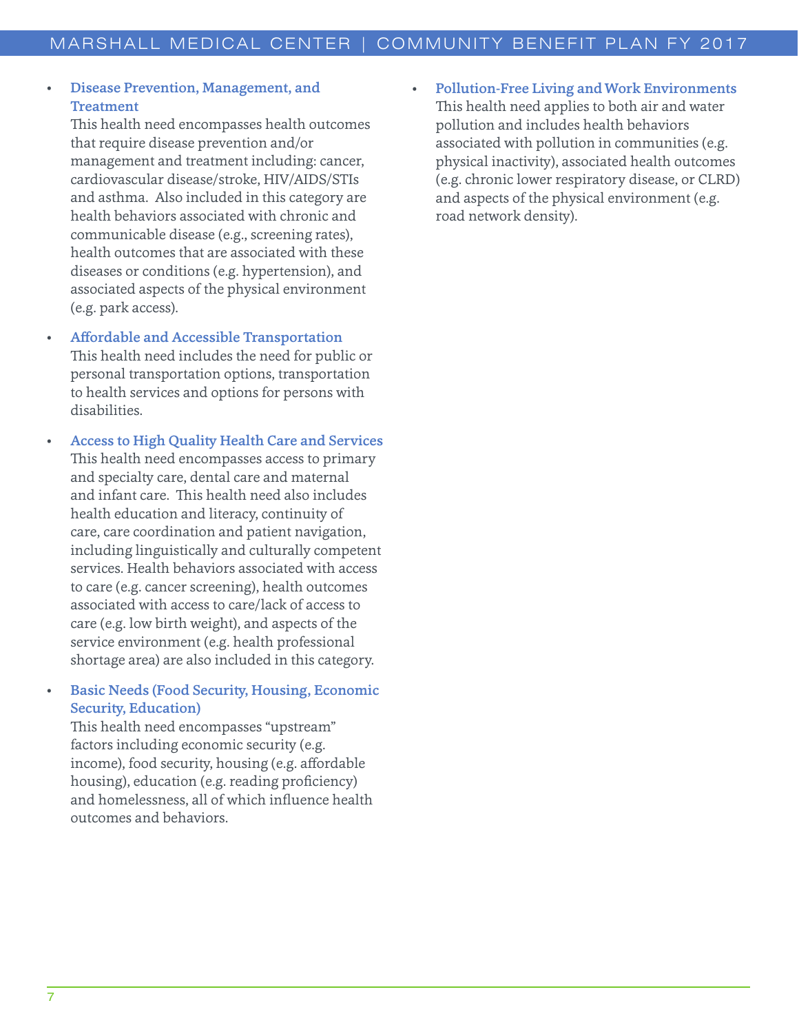- **Disease Prevention, Management, and Treatment**
  This health need encompasses health outcomes that require disease prevention and/or management and treatment including: cancer, cardiovascular disease/stroke, HIV/AIDS/STIs and asthma. Also included in this category are health behaviors associated with chronic and communicable disease (e.g., screening rates), health outcomes that are associated with these diseases or conditions (e.g. hypertension), and associated aspects of the physical environment (e.g. park access).

- **Affordable and Accessible Transportation**
  This health need includes the need for public or personal transportation options, transportation to health services and options for persons with disabilities.

- **Access to High Quality Health Care and Services**
  This health need encompasses access to primary and specialty care, dental care and maternal and infant care. This health need also includes health education and literacy, continuity of care, care coordination and patient navigation, including linguistically and culturally competent services. Health behaviors associated with access to care (e.g. cancer screening), health outcomes associated with access to care/lack of access to care (e.g. low birth weight), and aspects of the service environment (e.g. health professional shortage area) are also included in this category.

- **Basic Needs (Food Security, Housing, Economic Security, Education)**
  This health need encompasses "upstream" factors including economic security (e.g. income), food security, housing (e.g. affordable housing), education (e.g. reading proficiency) and homelessness, all of which influence health outcomes and behaviors.

- **Pollution-Free Living and Work Environments**
  This health need applies to both air and water pollution and includes health behaviors associated with pollution in communities (e.g. physical inactivity), associated health outcomes (e.g. chronic lower respiratory disease, or CLRD) and aspects of the physical environment (e.g. road network density).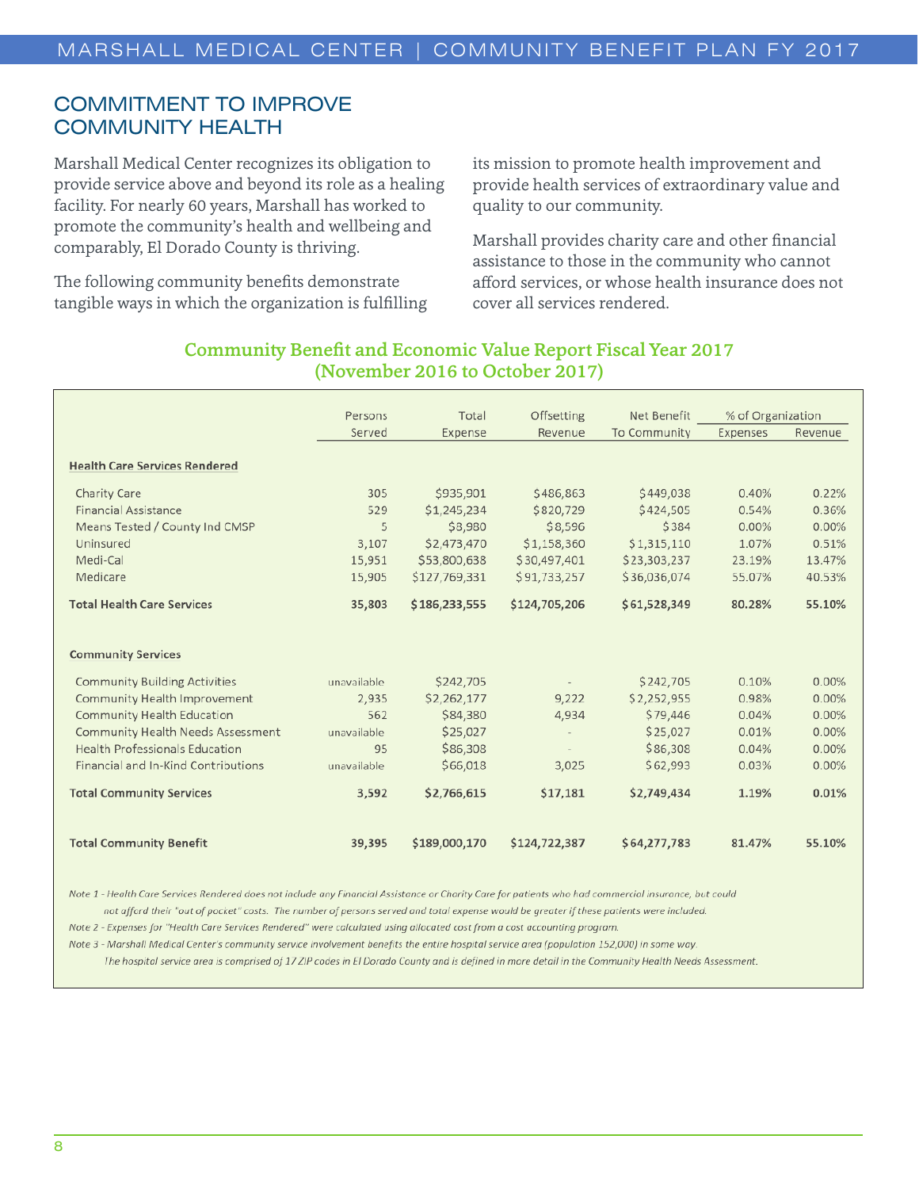## COMMITMENT TO IMPROVE COMMUNITY HEALTH

Marshall Medical Center recognizes its obligation to provide service above and beyond its role as a healing facility. For nearly 60 years, Marshall has worked to promote the community's health and wellbeing and comparably, El Dorado County is thriving.

The following community benefits demonstrate tangible ways in which the organization is fulfilling its mission to promote health improvement and provide health services of extraordinary value and quality to our community.

Marshall provides charity care and other financial assistance to those in the community who cannot afford services, or whose health insurance does not cover all services rendered.

### Community Benefit and Economic Value Report Fiscal Year 2017 (November 2016 to October 2017)

| | Persons Served | Total Expense | Offsetting Revenue | Net Benefit To Community | % of Organization Expenses | % of Organization Revenue |
|---|---|---|---|---|---|---|
| **Health Care Services Rendered** | | | | | | |
| Charity Care | 305 | $935,901 | $486,863 | $449,038 | 0.40% | 0.22% |
| Financial Assistance | 529 | $1,245,234 | $820,729 | $424,505 | 0.54% | 0.36% |
| Means Tested / County Ind CMSP | 5 | $8,980 | $8,596 | $384 | 0.00% | 0.00% |
| Uninsured | 3,107 | $2,473,470 | $1,158,360 | $1,315,110 | 1.07% | 0.51% |
| Medi-Cal | 15,951 | $53,800,638 | $30,497,401 | $23,303,237 | 23.19% | 13.47% |
| Medicare | 15,905 | $127,769,331 | $91,733,257 | $36,036,074 | 55.07% | 40.53% |
| **Total Health Care Services** | **35,803** | **$186,233,555** | **$124,705,206** | **$61,528,349** | **80.28%** | **55.10%** |
| **Community Services** | | | | | | |
| Community Building Activities | unavailable | $242,705 | - | $242,705 | 0.10% | 0.00% |
| Community Health Improvement | 2,935 | $2,262,177 | 9,222 | $2,252,955 | 0.98% | 0.00% |
| Community Health Education | 562 | $84,380 | 4,934 | $79,446 | 0.04% | 0.00% |
| Community Health Needs Assessment | unavailable | $25,027 | - | $25,027 | 0.01% | 0.00% |
| Health Professionals Education | 95 | $86,308 | - | $86,308 | 0.04% | 0.00% |
| Financial and In-Kind Contributions | unavailable | $66,018 | 3,025 | $62,993 | 0.03% | 0.00% |
| **Total Community Services** | **3,592** | **$2,766,615** | **$17,181** | **$2,749,434** | **1.19%** | **0.01%** |
| **Total Community Benefit** | **39,395** | **$189,000,170** | **$124,722,387** | **$64,277,783** | **81.47%** | **55.10%** |

*Note 1 - Health Care Services Rendered does not include any Financial Assistance or Charity Care for patients who had commercial insurance, but could not afford their "out of pocket" costs. The number of persons served and total expense would be greater if these patients were included.*

*Note 2 - Expenses for "Health Care Services Rendered" were calculated using allocated cost from a cost accounting program.*

*Note 3 - Marshall Medical Center's community service involvement benefits the entire hospital service area (population 152,000) in some way. The hospital service area is comprised of 17 ZIP codes in El Dorado County and is defined in more detail in the Community Health Needs Assessment.*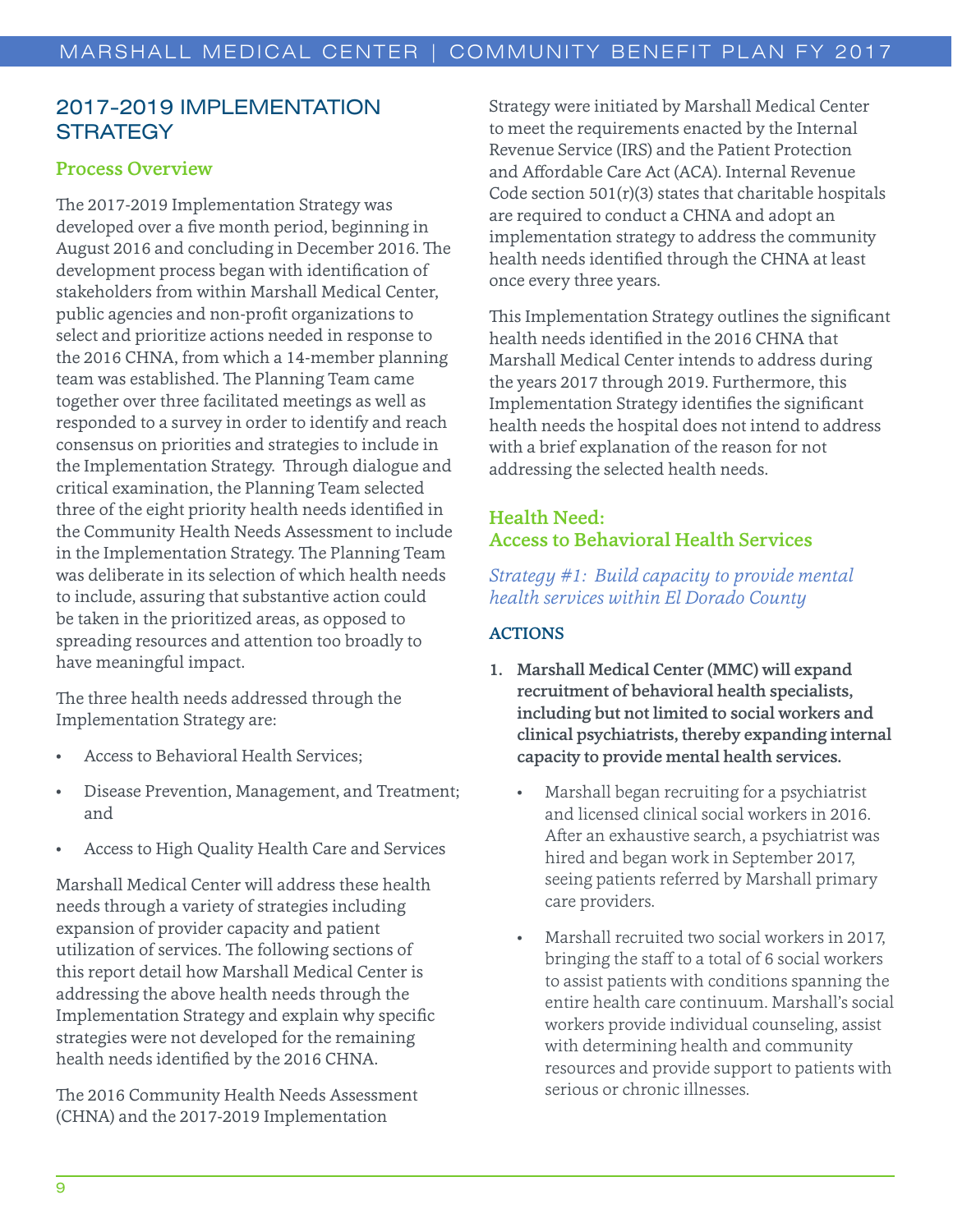## 2017-2019 IMPLEMENTATION STRATEGY

### Process Overview

The 2017-2019 Implementation Strategy was developed over a five month period, beginning in August 2016 and concluding in December 2016. The development process began with identification of stakeholders from within Marshall Medical Center, public agencies and non-profit organizations to select and prioritize actions needed in response to the 2016 CHNA, from which a 14-member planning team was established. The Planning Team came together over three facilitated meetings as well as responded to a survey in order to identify and reach consensus on priorities and strategies to include in the Implementation Strategy. Through dialogue and critical examination, the Planning Team selected three of the eight priority health needs identified in the Community Health Needs Assessment to include in the Implementation Strategy. The Planning Team was deliberate in its selection of which health needs to include, assuring that substantive action could be taken in the prioritized areas, as opposed to spreading resources and attention too broadly to have meaningful impact.

The three health needs addressed through the Implementation Strategy are:

- Access to Behavioral Health Services;
- Disease Prevention, Management, and Treatment; and
- Access to High Quality Health Care and Services

Marshall Medical Center will address these health needs through a variety of strategies including expansion of provider capacity and patient utilization of services. The following sections of this report detail how Marshall Medical Center is addressing the above health needs through the Implementation Strategy and explain why specific strategies were not developed for the remaining health needs identified by the 2016 CHNA.

The 2016 Community Health Needs Assessment (CHNA) and the 2017-2019 Implementation Strategy were initiated by Marshall Medical Center to meet the requirements enacted by the Internal Revenue Service (IRS) and the Patient Protection and Affordable Care Act (ACA). Internal Revenue Code section 501(r)(3) states that charitable hospitals are required to conduct a CHNA and adopt an implementation strategy to address the community health needs identified through the CHNA at least once every three years.

This Implementation Strategy outlines the significant health needs identified in the 2016 CHNA that Marshall Medical Center intends to address during the years 2017 through 2019. Furthermore, this Implementation Strategy identifies the significant health needs the hospital does not intend to address with a brief explanation of the reason for not addressing the selected health needs.

### Health Need: Access to Behavioral Health Services

*Strategy #1: Build capacity to provide mental health services within El Dorado County*

#### ACTIONS

1. **Marshall Medical Center (MMC) will expand recruitment of behavioral health specialists, including but not limited to social workers and clinical psychiatrists, thereby expanding internal capacity to provide mental health services.**
   - Marshall began recruiting for a psychiatrist and licensed clinical social workers in 2016. After an exhaustive search, a psychiatrist was hired and began work in September 2017, seeing patients referred by Marshall primary care providers.
   - Marshall recruited two social workers in 2017, bringing the staff to a total of 6 social workers to assist patients with conditions spanning the entire health care continuum. Marshall's social workers provide individual counseling, assist with determining health and community resources and provide support to patients with serious or chronic illnesses.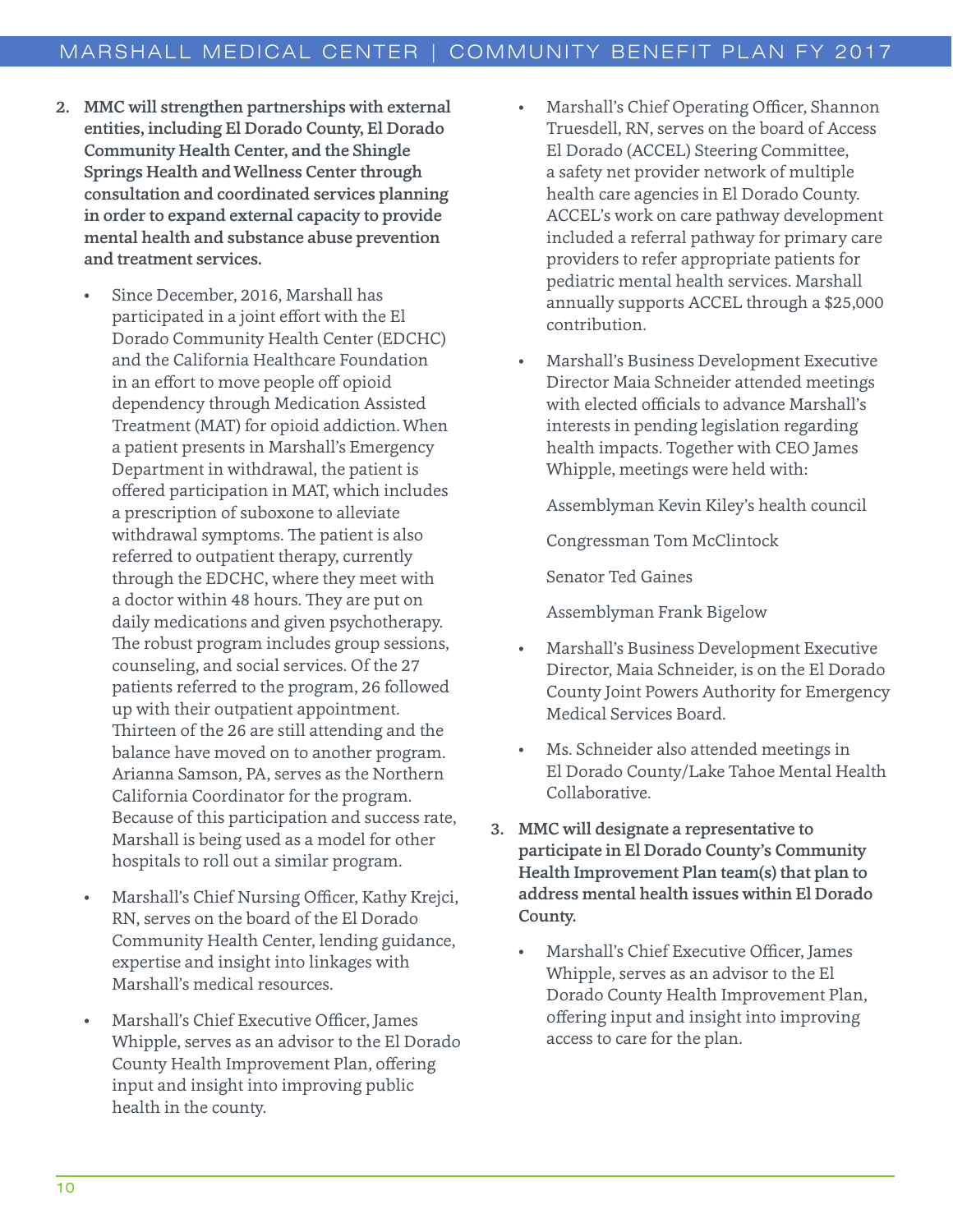2. **MMC will strengthen partnerships with external entities, including El Dorado County, El Dorado Community Health Center, and the Shingle Springs Health and Wellness Center through consultation and coordinated services planning in order to expand external capacity to provide mental health and substance abuse prevention and treatment services.**

   - Since December, 2016, Marshall has participated in a joint effort with the El Dorado Community Health Center (EDCHC) and the California Healthcare Foundation in an effort to move people off opioid dependency through Medication Assisted Treatment (MAT) for opioid addiction. When a patient presents in Marshall's Emergency Department in withdrawal, the patient is offered participation in MAT, which includes a prescription of suboxone to alleviate withdrawal symptoms. The patient is also referred to outpatient therapy, currently through the EDCHC, where they meet with a doctor within 48 hours. They are put on daily medications and given psychotherapy. The robust program includes group sessions, counseling, and social services. Of the 27 patients referred to the program, 26 followed up with their outpatient appointment. Thirteen of the 26 are still attending and the balance have moved on to another program. Arianna Samson, PA, serves as the Northern California Coordinator for the program. Because of this participation and success rate, Marshall is being used as a model for other hospitals to roll out a similar program.
   - Marshall's Chief Nursing Officer, Kathy Krejci, RN, serves on the board of the El Dorado Community Health Center, lending guidance, expertise and insight into linkages with Marshall's medical resources.
   - Marshall's Chief Executive Officer, James Whipple, serves as an advisor to the El Dorado County Health Improvement Plan, offering input and insight into improving public health in the county.
   - Marshall's Chief Operating Officer, Shannon Truesdell, RN, serves on the board of Access El Dorado (ACCEL) Steering Committee, a safety net provider network of multiple health care agencies in El Dorado County. ACCEL's work on care pathway development included a referral pathway for primary care providers to refer appropriate patients for pediatric mental health services. Marshall annually supports ACCEL through a $25,000 contribution.
   - Marshall's Business Development Executive Director Maia Schneider attended meetings with elected officials to advance Marshall's interests in pending legislation regarding health impacts. Together with CEO James Whipple, meetings were held with:

     Assemblyman Kevin Kiley's health council

     Congressman Tom McClintock

     Senator Ted Gaines

     Assemblyman Frank Bigelow
   - Marshall's Business Development Executive Director, Maia Schneider, is on the El Dorado County Joint Powers Authority for Emergency Medical Services Board.
   - Ms. Schneider also attended meetings in El Dorado County/Lake Tahoe Mental Health Collaborative.

3. **MMC will designate a representative to participate in El Dorado County's Community Health Improvement Plan team(s) that plan to address mental health issues within El Dorado County.**

   - Marshall's Chief Executive Officer, James Whipple, serves as an advisor to the El Dorado County Health Improvement Plan, offering input and insight into improving access to care for the plan.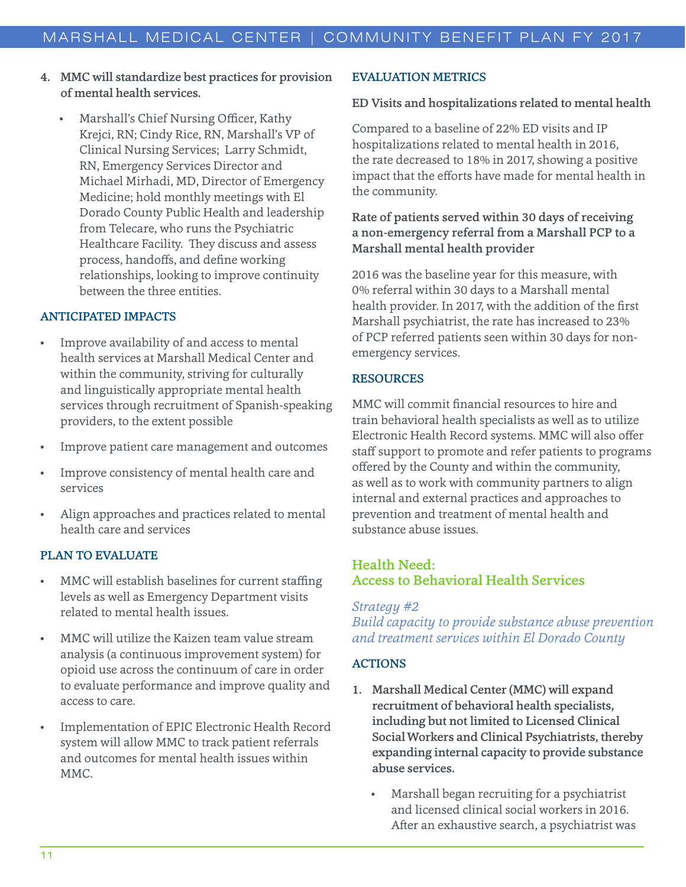4. **MMC will standardize best practices for provision of mental health services.**
    - Marshall's Chief Nursing Officer, Kathy Krejci, RN; Cindy Rice, RN, Marshall's VP of Clinical Nursing Services; Larry Schmidt, RN, Emergency Services Director and Michael Mirhadi, MD, Director of Emergency Medicine; hold monthly meetings with El Dorado County Public Health and leadership from Telecare, who runs the Psychiatric Healthcare Facility. They discuss and assess process, handoffs, and define working relationships, looking to improve continuity between the three entities.

### ANTICIPATED IMPACTS

- Improve availability of and access to mental health services at Marshall Medical Center and within the community, striving for culturally and linguistically appropriate mental health services through recruitment of Spanish-speaking providers, to the extent possible
- Improve patient care management and outcomes
- Improve consistency of mental health care and services
- Align approaches and practices related to mental health care and services

### PLAN TO EVALUATE

- MMC will establish baselines for current staffing levels as well as Emergency Department visits related to mental health issues.
- MMC will utilize the Kaizen team value stream analysis (a continuous improvement system) for opioid use across the continuum of care in order to evaluate performance and improve quality and access to care.
- Implementation of EPIC Electronic Health Record system will allow MMC to track patient referrals and outcomes for mental health issues within MMC.

### EVALUATION METRICS

**ED Visits and hospitalizations related to mental health**

Compared to a baseline of 22% ED visits and IP hospitalizations related to mental health in 2016, the rate decreased to 18% in 2017, showing a positive impact that the efforts have made for mental health in the community.

**Rate of patients served within 30 days of receiving a non-emergency referral from a Marshall PCP to a Marshall mental health provider**

2016 was the baseline year for this measure, with 0% referral within 30 days to a Marshall mental health provider. In 2017, with the addition of the first Marshall psychiatrist, the rate has increased to 23% of PCP referred patients seen within 30 days for non-emergency services.

### RESOURCES

MMC will commit financial resources to hire and train behavioral health specialists as well as to utilize Electronic Health Record systems. MMC will also offer staff support to promote and refer patients to programs offered by the County and within the community, as well as to work with community partners to align internal and external practices and approaches to prevention and treatment of mental health and substance abuse issues.

## Health Need: Access to Behavioral Health Services

*Strategy #2*
*Build capacity to provide substance abuse prevention and treatment services within El Dorado County*

### ACTIONS

1. **Marshall Medical Center (MMC) will expand recruitment of behavioral health specialists, including but not limited to Licensed Clinical Social Workers and Clinical Psychiatrists, thereby expanding internal capacity to provide substance abuse services.**
    - Marshall began recruiting for a psychiatrist and licensed clinical social workers in 2016. After an exhaustive search, a psychiatrist was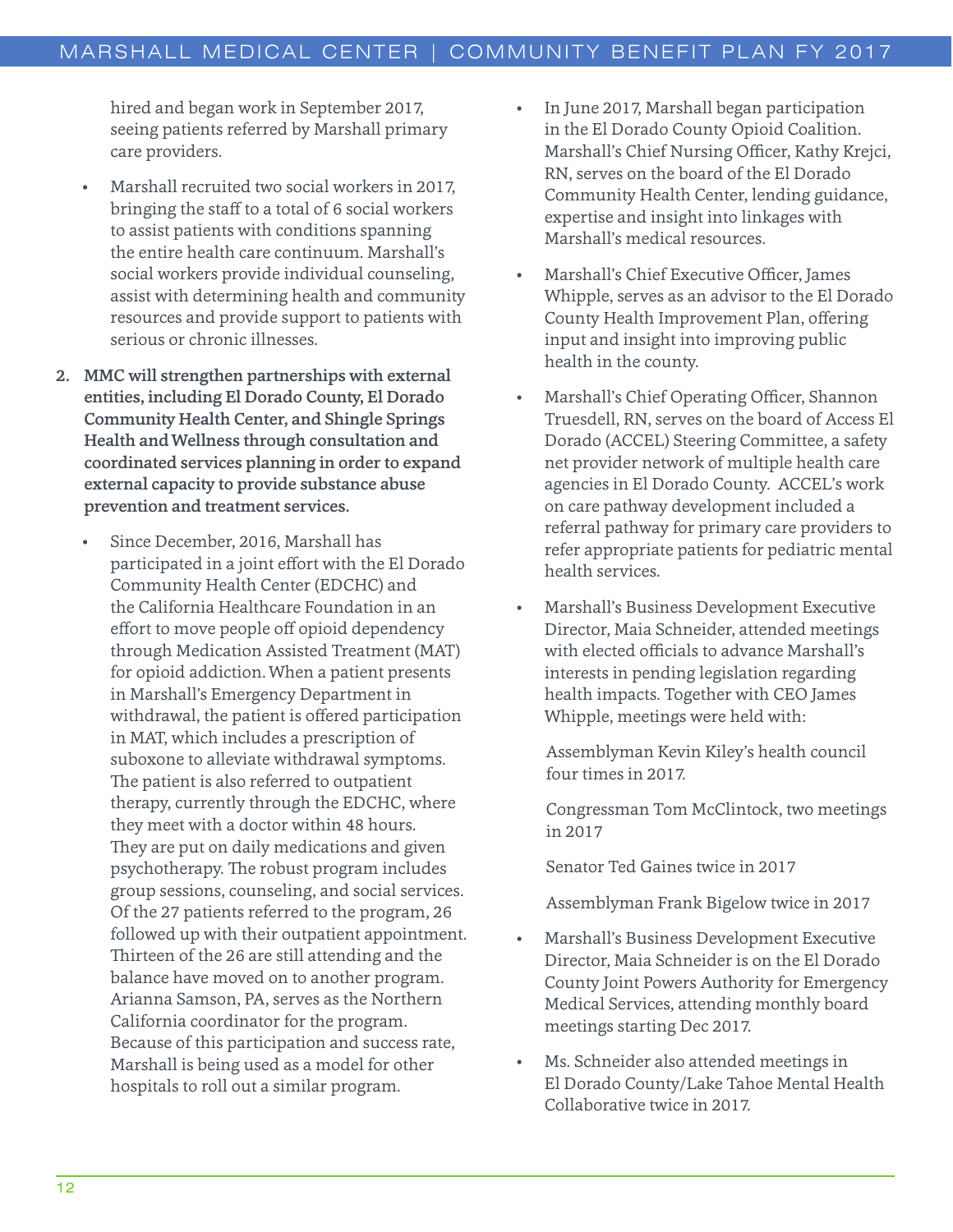hired and began work in September 2017, seeing patients referred by Marshall primary care providers.

- Marshall recruited two social workers in 2017, bringing the staff to a total of 6 social workers to assist patients with conditions spanning the entire health care continuum. Marshall's social workers provide individual counseling, assist with determining health and community resources and provide support to patients with serious or chronic illnesses.

2. **MMC will strengthen partnerships with external entities, including El Dorado County, El Dorado Community Health Center, and Shingle Springs Health and Wellness through consultation and coordinated services planning in order to expand external capacity to provide substance abuse prevention and treatment services.**

   - Since December, 2016, Marshall has participated in a joint effort with the El Dorado Community Health Center (EDCHC) and the California Healthcare Foundation in an effort to move people off opioid dependency through Medication Assisted Treatment (MAT) for opioid addiction. When a patient presents in Marshall's Emergency Department in withdrawal, the patient is offered participation in MAT, which includes a prescription of suboxone to alleviate withdrawal symptoms. The patient is also referred to outpatient therapy, currently through the EDCHC, where they meet with a doctor within 48 hours. They are put on daily medications and given psychotherapy. The robust program includes group sessions, counseling, and social services. Of the 27 patients referred to the program, 26 followed up with their outpatient appointment. Thirteen of the 26 are still attending and the balance have moved on to another program. Arianna Samson, PA, serves as the Northern California coordinator for the program. Because of this participation and success rate, Marshall is being used as a model for other hospitals to roll out a similar program.

   - In June 2017, Marshall began participation in the El Dorado County Opioid Coalition. Marshall's Chief Nursing Officer, Kathy Krejci, RN, serves on the board of the El Dorado Community Health Center, lending guidance, expertise and insight into linkages with Marshall's medical resources.

   - Marshall's Chief Executive Officer, James Whipple, serves as an advisor to the El Dorado County Health Improvement Plan, offering input and insight into improving public health in the county.

   - Marshall's Chief Operating Officer, Shannon Truesdell, RN, serves on the board of Access El Dorado (ACCEL) Steering Committee, a safety net provider network of multiple health care agencies in El Dorado County. ACCEL's work on care pathway development included a referral pathway for primary care providers to refer appropriate patients for pediatric mental health services.

   - Marshall's Business Development Executive Director, Maia Schneider, attended meetings with elected officials to advance Marshall's interests in pending legislation regarding health impacts. Together with CEO James Whipple, meetings were held with:

     Assemblyman Kevin Kiley's health council four times in 2017.

     Congressman Tom McClintock, two meetings in 2017

     Senator Ted Gaines twice in 2017

     Assemblyman Frank Bigelow twice in 2017

   - Marshall's Business Development Executive Director, Maia Schneider is on the El Dorado County Joint Powers Authority for Emergency Medical Services, attending monthly board meetings starting Dec 2017.

   - Ms. Schneider also attended meetings in El Dorado County/Lake Tahoe Mental Health Collaborative twice in 2017.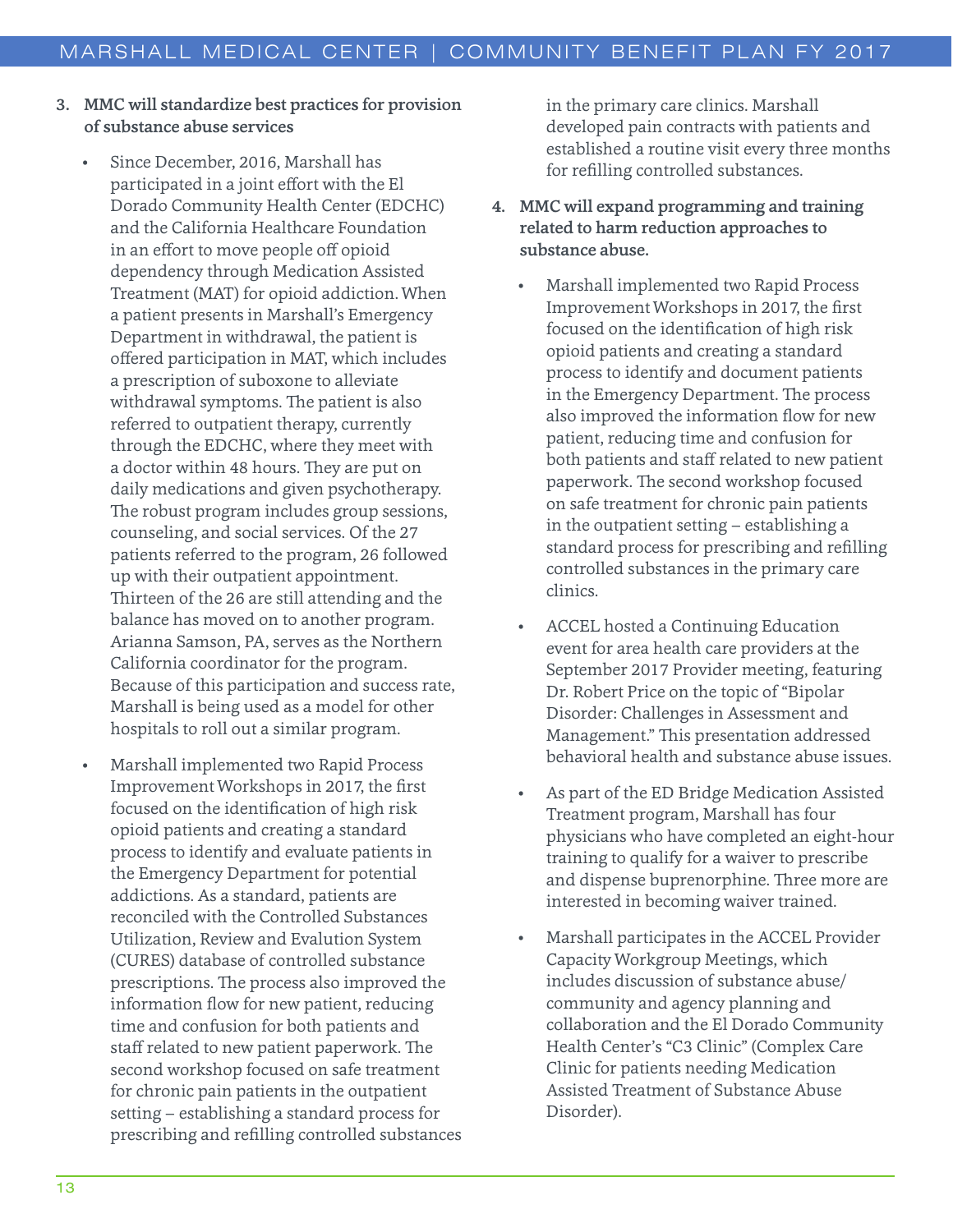3. **MMC will standardize best practices for provision of substance abuse services**

   - Since December, 2016, Marshall has participated in a joint effort with the El Dorado Community Health Center (EDCHC) and the California Healthcare Foundation in an effort to move people off opioid dependency through Medication Assisted Treatment (MAT) for opioid addiction. When a patient presents in Marshall's Emergency Department in withdrawal, the patient is offered participation in MAT, which includes a prescription of suboxone to alleviate withdrawal symptoms. The patient is also referred to outpatient therapy, currently through the EDCHC, where they meet with a doctor within 48 hours. They are put on daily medications and given psychotherapy. The robust program includes group sessions, counseling, and social services. Of the 27 patients referred to the program, 26 followed up with their outpatient appointment. Thirteen of the 26 are still attending and the balance has moved on to another program. Arianna Samson, PA, serves as the Northern California coordinator for the program. Because of this participation and success rate, Marshall is being used as a model for other hospitals to roll out a similar program.
   - Marshall implemented two Rapid Process Improvement Workshops in 2017, the first focused on the identification of high risk opioid patients and creating a standard process to identify and evaluate patients in the Emergency Department for potential addictions. As a standard, patients are reconciled with the Controlled Substances Utilization, Review and Evalution System (CURES) database of controlled substance prescriptions. The process also improved the information flow for new patient, reducing time and confusion for both patients and staff related to new patient paperwork. The second workshop focused on safe treatment for chronic pain patients in the outpatient setting – establishing a standard process for prescribing and refilling controlled substances in the primary care clinics. Marshall developed pain contracts with patients and established a routine visit every three months for refilling controlled substances.

4. **MMC will expand programming and training related to harm reduction approaches to substance abuse.**

   - Marshall implemented two Rapid Process Improvement Workshops in 2017, the first focused on the identification of high risk opioid patients and creating a standard process to identify and document patients in the Emergency Department. The process also improved the information flow for new patient, reducing time and confusion for both patients and staff related to new patient paperwork. The second workshop focused on safe treatment for chronic pain patients in the outpatient setting – establishing a standard process for prescribing and refilling controlled substances in the primary care clinics.
   - ACCEL hosted a Continuing Education event for area health care providers at the September 2017 Provider meeting, featuring Dr. Robert Price on the topic of "Bipolar Disorder: Challenges in Assessment and Management." This presentation addressed behavioral health and substance abuse issues.
   - As part of the ED Bridge Medication Assisted Treatment program, Marshall has four physicians who have completed an eight-hour training to qualify for a waiver to prescribe and dispense buprenorphine. Three more are interested in becoming waiver trained.
   - Marshall participates in the ACCEL Provider Capacity Workgroup Meetings, which includes discussion of substance abuse/ community and agency planning and collaboration and the El Dorado Community Health Center's "C3 Clinic" (Complex Care Clinic for patients needing Medication Assisted Treatment of Substance Abuse Disorder).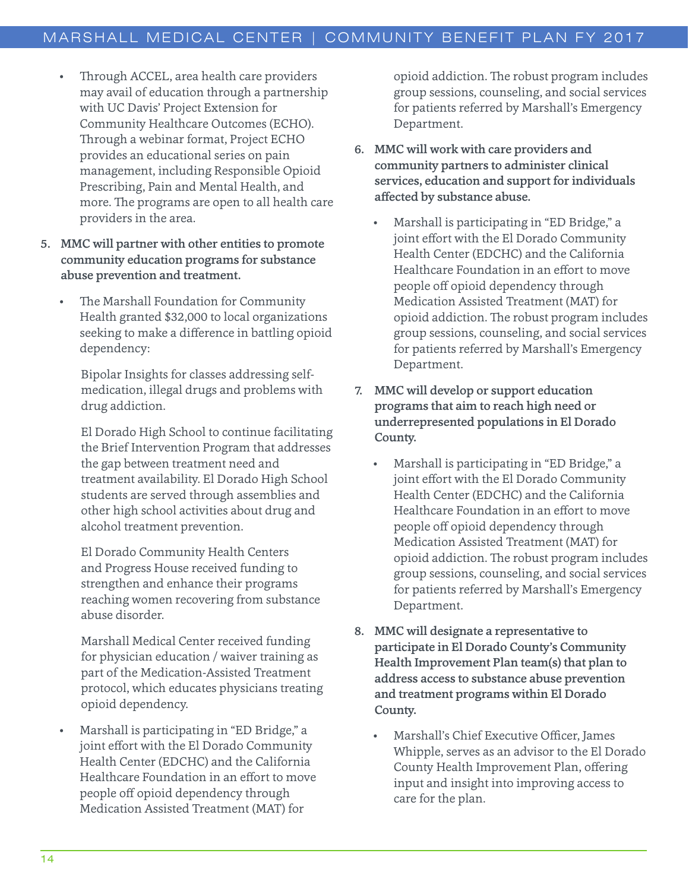- Through ACCEL, area health care providers may avail of education through a partnership with UC Davis' Project Extension for Community Healthcare Outcomes (ECHO). Through a webinar format, Project ECHO provides an educational series on pain management, including Responsible Opioid Prescribing, Pain and Mental Health, and more. The programs are open to all health care providers in the area.

5. **MMC will partner with other entities to promote community education programs for substance abuse prevention and treatment.**

   - The Marshall Foundation for Community Health granted $32,000 to local organizations seeking to make a difference in battling opioid dependency:

     Bipolar Insights for classes addressing self-medication, illegal drugs and problems with drug addiction.

     El Dorado High School to continue facilitating the Brief Intervention Program that addresses the gap between treatment need and treatment availability. El Dorado High School students are served through assemblies and other high school activities about drug and alcohol treatment prevention.

     El Dorado Community Health Centers and Progress House received funding to strengthen and enhance their programs reaching women recovering from substance abuse disorder.

     Marshall Medical Center received funding for physician education / waiver training as part of the Medication-Assisted Treatment protocol, which educates physicians treating opioid dependency.

   - Marshall is participating in "ED Bridge," a joint effort with the El Dorado Community Health Center (EDCHC) and the California Healthcare Foundation in an effort to move people off opioid dependency through Medication Assisted Treatment (MAT) for opioid addiction. The robust program includes group sessions, counseling, and social services for patients referred by Marshall's Emergency Department.

6. **MMC will work with care providers and community partners to administer clinical services, education and support for individuals affected by substance abuse.**

   - Marshall is participating in "ED Bridge," a joint effort with the El Dorado Community Health Center (EDCHC) and the California Healthcare Foundation in an effort to move people off opioid dependency through Medication Assisted Treatment (MAT) for opioid addiction. The robust program includes group sessions, counseling, and social services for patients referred by Marshall's Emergency Department.

7. **MMC will develop or support education programs that aim to reach high need or underrepresented populations in El Dorado County.**

   - Marshall is participating in "ED Bridge," a joint effort with the El Dorado Community Health Center (EDCHC) and the California Healthcare Foundation in an effort to move people off opioid dependency through Medication Assisted Treatment (MAT) for opioid addiction. The robust program includes group sessions, counseling, and social services for patients referred by Marshall's Emergency Department.

8. **MMC will designate a representative to participate in El Dorado County's Community Health Improvement Plan team(s) that plan to address access to substance abuse prevention and treatment programs within El Dorado County.**

   - Marshall's Chief Executive Officer, James Whipple, serves as an advisor to the El Dorado County Health Improvement Plan, offering input and insight into improving access to care for the plan.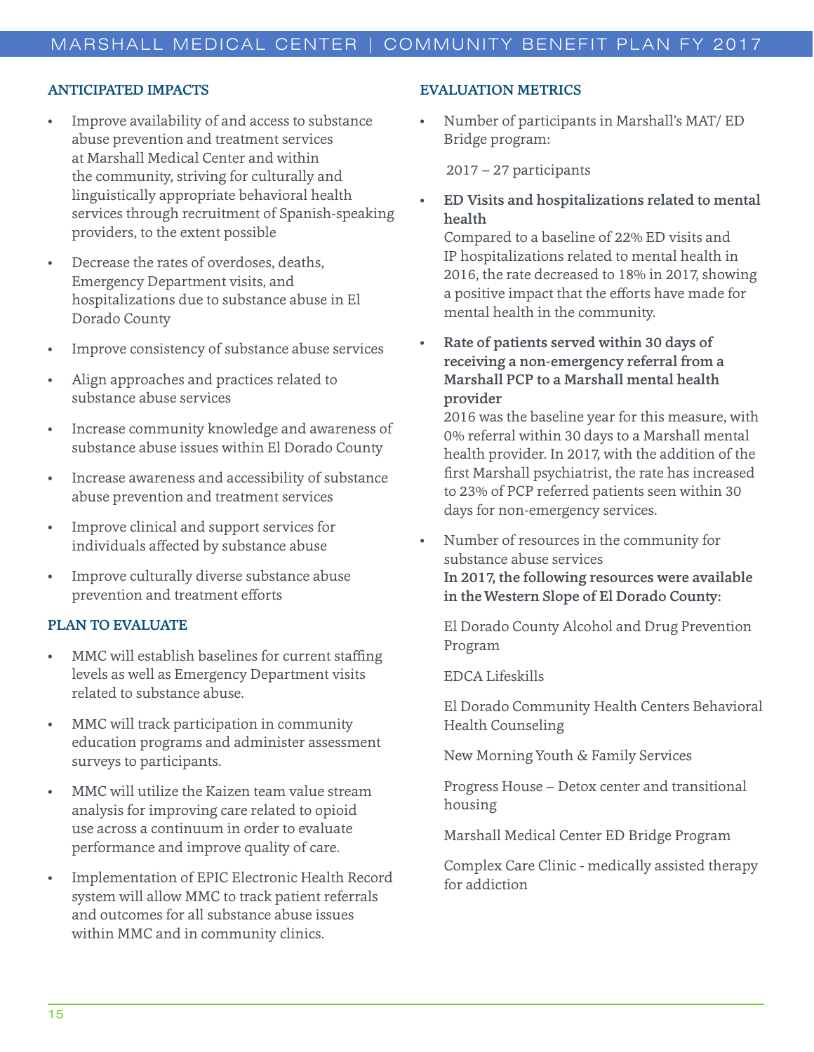### ANTICIPATED IMPACTS

- Improve availability of and access to substance abuse prevention and treatment services at Marshall Medical Center and within the community, striving for culturally and linguistically appropriate behavioral health services through recruitment of Spanish-speaking providers, to the extent possible
- Decrease the rates of overdoses, deaths, Emergency Department visits, and hospitalizations due to substance abuse in El Dorado County
- Improve consistency of substance abuse services
- Align approaches and practices related to substance abuse services
- Increase community knowledge and awareness of substance abuse issues within El Dorado County
- Increase awareness and accessibility of substance abuse prevention and treatment services
- Improve clinical and support services for individuals affected by substance abuse
- Improve culturally diverse substance abuse prevention and treatment efforts

### PLAN TO EVALUATE

- MMC will establish baselines for current staffing levels as well as Emergency Department visits related to substance abuse.
- MMC will track participation in community education programs and administer assessment surveys to participants.
- MMC will utilize the Kaizen team value stream analysis for improving care related to opioid use across a continuum in order to evaluate performance and improve quality of care.
- Implementation of EPIC Electronic Health Record system will allow MMC to track patient referrals and outcomes for all substance abuse issues within MMC and in community clinics.

### EVALUATION METRICS

- Number of participants in Marshall's MAT/ ED Bridge program:

  2017 – 27 participants

- **ED Visits and hospitalizations related to mental health**

  Compared to a baseline of 22% ED visits and IP hospitalizations related to mental health in 2016, the rate decreased to 18% in 2017, showing a positive impact that the efforts have made for mental health in the community.

- **Rate of patients served within 30 days of receiving a non-emergency referral from a Marshall PCP to a Marshall mental health provider**

  2016 was the baseline year for this measure, with 0% referral within 30 days to a Marshall mental health provider. In 2017, with the addition of the first Marshall psychiatrist, the rate has increased to 23% of PCP referred patients seen within 30 days for non-emergency services.

- Number of resources in the community for substance abuse services

  **In 2017, the following resources were available in the Western Slope of El Dorado County:**

  El Dorado County Alcohol and Drug Prevention Program

  EDCA Lifeskills

  El Dorado Community Health Centers Behavioral Health Counseling

  New Morning Youth & Family Services

  Progress House – Detox center and transitional housing

  Marshall Medical Center ED Bridge Program

  Complex Care Clinic - medically assisted therapy for addiction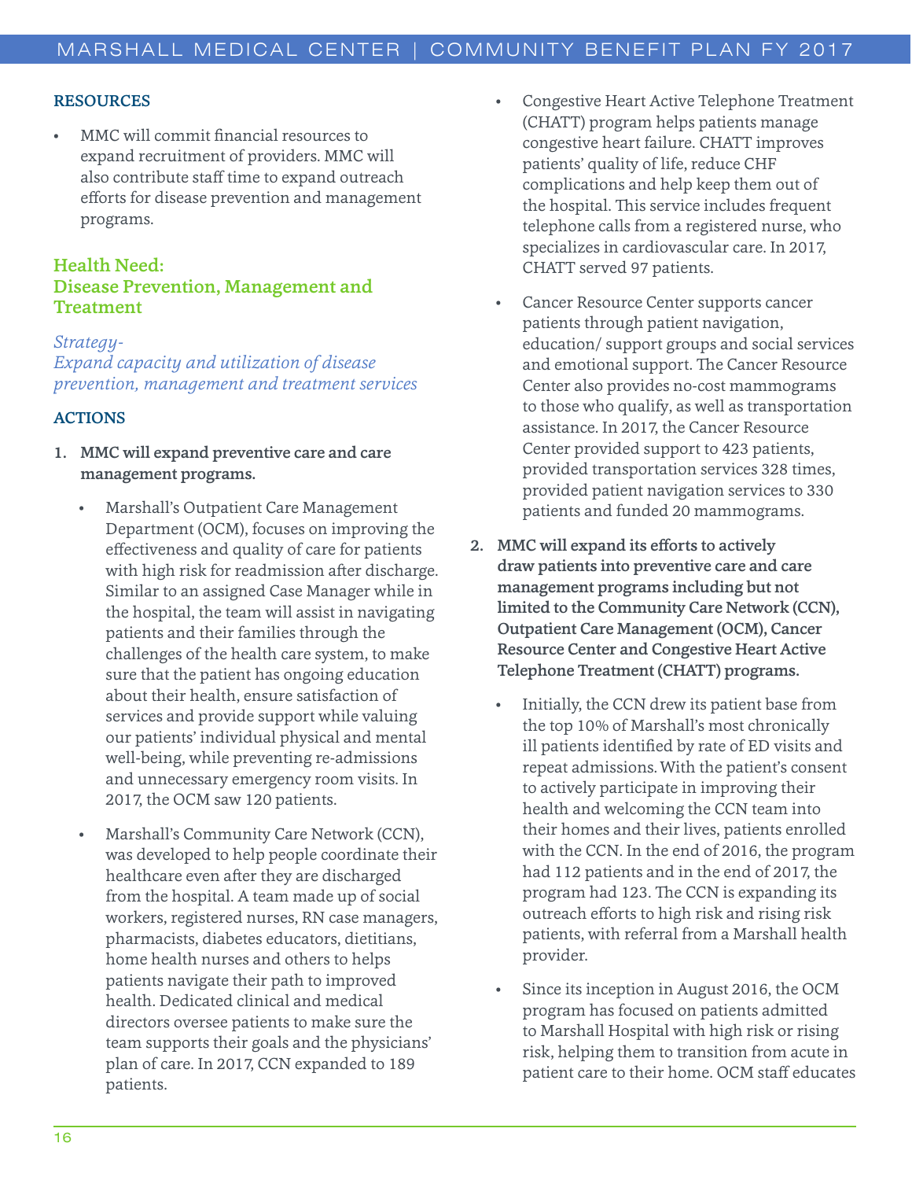### RESOURCES

- MMC will commit financial resources to expand recruitment of providers. MMC will also contribute staff time to expand outreach efforts for disease prevention and management programs.

## Health Need: Disease Prevention, Management and Treatment

*Strategy- Expand capacity and utilization of disease prevention, management and treatment services*

### ACTIONS

1. **MMC will expand preventive care and care management programs.**
   - Marshall's Outpatient Care Management Department (OCM), focuses on improving the effectiveness and quality of care for patients with high risk for readmission after discharge. Similar to an assigned Case Manager while in the hospital, the team will assist in navigating patients and their families through the challenges of the health care system, to make sure that the patient has ongoing education about their health, ensure satisfaction of services and provide support while valuing our patients' individual physical and mental well-being, while preventing re-admissions and unnecessary emergency room visits. In 2017, the OCM saw 120 patients.
   - Marshall's Community Care Network (CCN), was developed to help people coordinate their healthcare even after they are discharged from the hospital. A team made up of social workers, registered nurses, RN case managers, pharmacists, diabetes educators, dietitians, home health nurses and others to helps patients navigate their path to improved health. Dedicated clinical and medical directors oversee patients to make sure the team supports their goals and the physicians' plan of care. In 2017, CCN expanded to 189 patients.
   - Congestive Heart Active Telephone Treatment (CHATT) program helps patients manage congestive heart failure. CHATT improves patients' quality of life, reduce CHF complications and help keep them out of the hospital. This service includes frequent telephone calls from a registered nurse, who specializes in cardiovascular care. In 2017, CHATT served 97 patients.
   - Cancer Resource Center supports cancer patients through patient navigation, education/ support groups and social services and emotional support. The Cancer Resource Center also provides no-cost mammograms to those who qualify, as well as transportation assistance. In 2017, the Cancer Resource Center provided support to 423 patients, provided transportation services 328 times, provided patient navigation services to 330 patients and funded 20 mammograms.
2. **MMC will expand its efforts to actively draw patients into preventive care and care management programs including but not limited to the Community Care Network (CCN), Outpatient Care Management (OCM), Cancer Resource Center and Congestive Heart Active Telephone Treatment (CHATT) programs.**
   - Initially, the CCN drew its patient base from the top 10% of Marshall's most chronically ill patients identified by rate of ED visits and repeat admissions. With the patient's consent to actively participate in improving their health and welcoming the CCN team into their homes and their lives, patients enrolled with the CCN. In the end of 2016, the program had 112 patients and in the end of 2017, the program had 123. The CCN is expanding its outreach efforts to high risk and rising risk patients, with referral from a Marshall health provider.
   - Since its inception in August 2016, the OCM program has focused on patients admitted to Marshall Hospital with high risk or rising risk, helping them to transition from acute in patient care to their home. OCM staff educates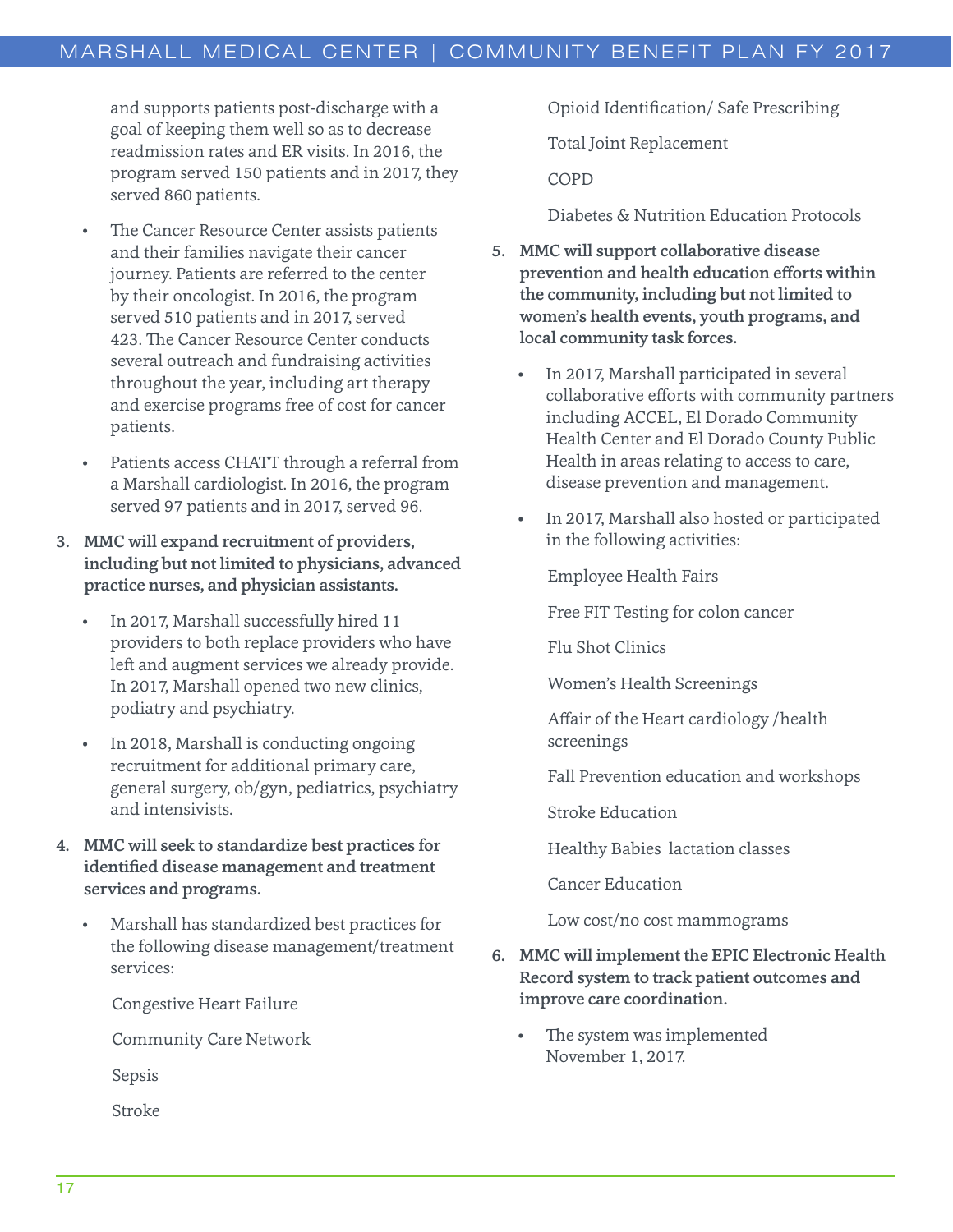and supports patients post-discharge with a goal of keeping them well so as to decrease readmission rates and ER visits. In 2016, the program served 150 patients and in 2017, they served 860 patients.

- The Cancer Resource Center assists patients and their families navigate their cancer journey. Patients are referred to the center by their oncologist. In 2016, the program served 510 patients and in 2017, served 423. The Cancer Resource Center conducts several outreach and fundraising activities throughout the year, including art therapy and exercise programs free of cost for cancer patients.
- Patients access CHATT through a referral from a Marshall cardiologist. In 2016, the program served 97 patients and in 2017, served 96.

3. **MMC will expand recruitment of providers, including but not limited to physicians, advanced practice nurses, and physician assistants.**
   - In 2017, Marshall successfully hired 11 providers to both replace providers who have left and augment services we already provide. In 2017, Marshall opened two new clinics, podiatry and psychiatry.
   - In 2018, Marshall is conducting ongoing recruitment for additional primary care, general surgery, ob/gyn, pediatrics, psychiatry and intensivists.

4. **MMC will seek to standardize best practices for identified disease management and treatment services and programs.**
   - Marshall has standardized best practices for the following disease management/treatment services:

     Congestive Heart Failure

     Community Care Network

     Sepsis

     Stroke

     Opioid Identification/ Safe Prescribing

     Total Joint Replacement

     COPD

     Diabetes & Nutrition Education Protocols

5. **MMC will support collaborative disease prevention and health education efforts within the community, including but not limited to women's health events, youth programs, and local community task forces.**
   - In 2017, Marshall participated in several collaborative efforts with community partners including ACCEL, El Dorado Community Health Center and El Dorado County Public Health in areas relating to access to care, disease prevention and management.
   - In 2017, Marshall also hosted or participated in the following activities:

     Employee Health Fairs

     Free FIT Testing for colon cancer

     Flu Shot Clinics

     Women's Health Screenings

     Affair of the Heart cardiology /health screenings

     Fall Prevention education and workshops

     Stroke Education

     Healthy Babies lactation classes

     Cancer Education

     Low cost/no cost mammograms

6. **MMC will implement the EPIC Electronic Health Record system to track patient outcomes and improve care coordination.**
   - The system was implemented November 1, 2017.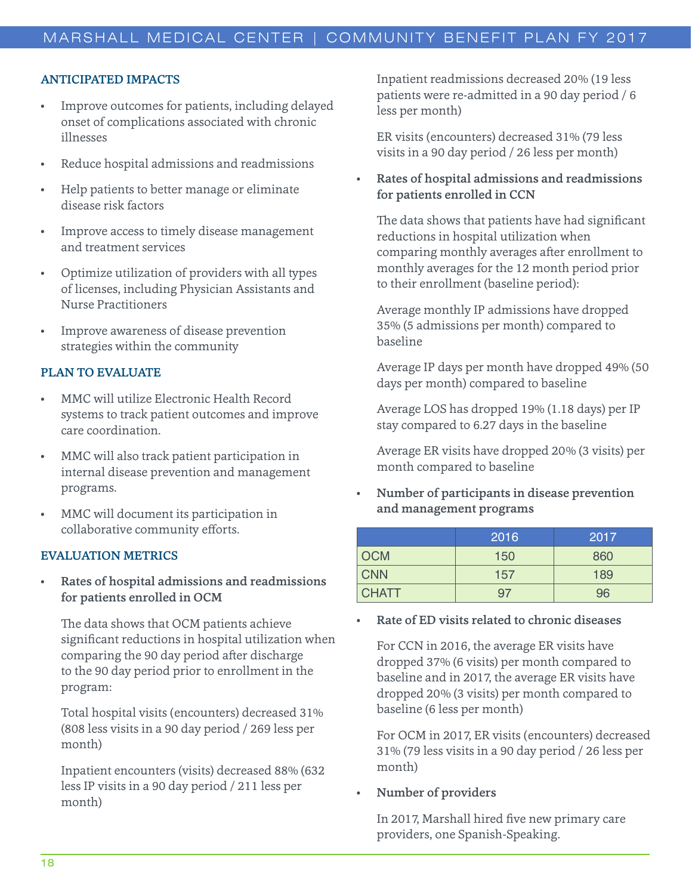### ANTICIPATED IMPACTS

- Improve outcomes for patients, including delayed onset of complications associated with chronic illnesses
- Reduce hospital admissions and readmissions
- Help patients to better manage or eliminate disease risk factors
- Improve access to timely disease management and treatment services
- Optimize utilization of providers with all types of licenses, including Physician Assistants and Nurse Practitioners
- Improve awareness of disease prevention strategies within the community

### PLAN TO EVALUATE

- MMC will utilize Electronic Health Record systems to track patient outcomes and improve care coordination.
- MMC will also track patient participation in internal disease prevention and management programs.
- MMC will document its participation in collaborative community efforts.

### EVALUATION METRICS

- **Rates of hospital admissions and readmissions for patients enrolled in OCM**

  The data shows that OCM patients achieve significant reductions in hospital utilization when comparing the 90 day period after discharge to the 90 day period prior to enrollment in the program:

  Total hospital visits (encounters) decreased 31% (808 less visits in a 90 day period / 269 less per month)

  Inpatient encounters (visits) decreased 88% (632 less IP visits in a 90 day period / 211 less per month)

  Inpatient readmissions decreased 20% (19 less patients were re-admitted in a 90 day period / 6 less per month)

  ER visits (encounters) decreased 31% (79 less visits in a 90 day period / 26 less per month)

- **Rates of hospital admissions and readmissions for patients enrolled in CCN**

  The data shows that patients have had significant reductions in hospital utilization when comparing monthly averages after enrollment to monthly averages for the 12 month period prior to their enrollment (baseline period):

  Average monthly IP admissions have dropped 35% (5 admissions per month) compared to baseline

  Average IP days per month have dropped 49% (50 days per month) compared to baseline

  Average LOS has dropped 19% (1.18 days) per IP stay compared to 6.27 days in the baseline

  Average ER visits have dropped 20% (3 visits) per month compared to baseline

- **Number of participants in disease prevention and management programs**

| | 2016 | 2017 |
|---|---|---|
| OCM | 150 | 860 |
| CNN | 157 | 189 |
| CHATT | 97 | 96 |

- **Rate of ED visits related to chronic diseases**

  For CCN in 2016, the average ER visits have dropped 37% (6 visits) per month compared to baseline and in 2017, the average ER visits have dropped 20% (3 visits) per month compared to baseline (6 less per month)

  For OCM in 2017, ER visits (encounters) decreased 31% (79 less visits in a 90 day period / 26 less per month)

- **Number of providers**

  In 2017, Marshall hired five new primary care providers, one Spanish-Speaking.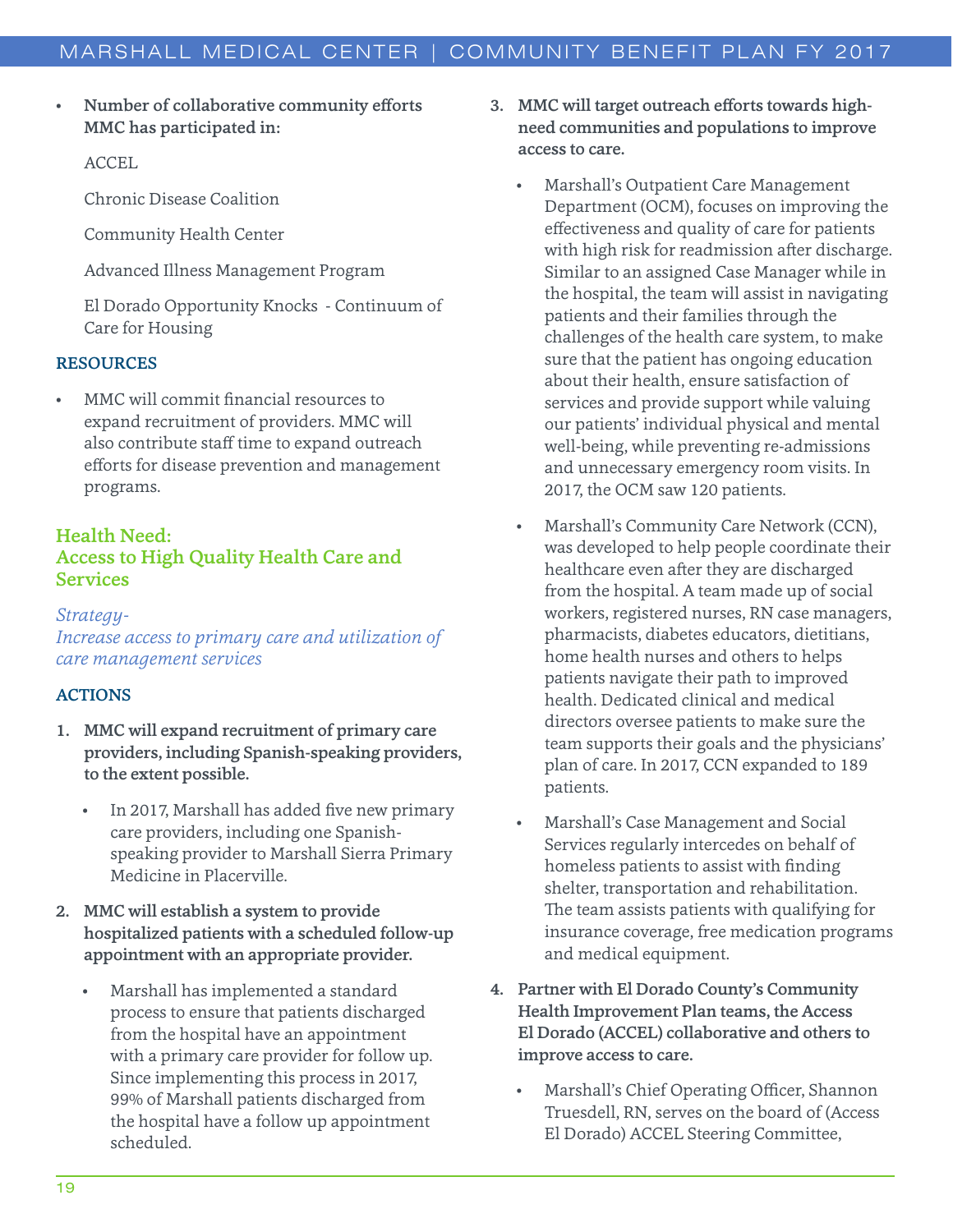- **Number of collaborative community efforts MMC has participated in:**

  ACCEL

  Chronic Disease Coalition

  Community Health Center

  Advanced Illness Management Program

  El Dorado Opportunity Knocks - Continuum of Care for Housing

### RESOURCES

- MMC will commit financial resources to expand recruitment of providers. MMC will also contribute staff time to expand outreach efforts for disease prevention and management programs.

## Health Need: Access to High Quality Health Care and Services

*Strategy- Increase access to primary care and utilization of care management services*

### ACTIONS

1. **MMC will expand recruitment of primary care providers, including Spanish-speaking providers, to the extent possible.**
   - In 2017, Marshall has added five new primary care providers, including one Spanish-speaking provider to Marshall Sierra Primary Medicine in Placerville.

2. **MMC will establish a system to provide hospitalized patients with a scheduled follow-up appointment with an appropriate provider.**
   - Marshall has implemented a standard process to ensure that patients discharged from the hospital have an appointment with a primary care provider for follow up. Since implementing this process in 2017, 99% of Marshall patients discharged from the hospital have a follow up appointment scheduled.

3. **MMC will target outreach efforts towards high-need communities and populations to improve access to care.**
   - Marshall's Outpatient Care Management Department (OCM), focuses on improving the effectiveness and quality of care for patients with high risk for readmission after discharge. Similar to an assigned Case Manager while in the hospital, the team will assist in navigating patients and their families through the challenges of the health care system, to make sure that the patient has ongoing education about their health, ensure satisfaction of services and provide support while valuing our patients' individual physical and mental well-being, while preventing re-admissions and unnecessary emergency room visits. In 2017, the OCM saw 120 patients.
   - Marshall's Community Care Network (CCN), was developed to help people coordinate their healthcare even after they are discharged from the hospital. A team made up of social workers, registered nurses, RN case managers, pharmacists, diabetes educators, dietitians, home health nurses and others to helps patients navigate their path to improved health. Dedicated clinical and medical directors oversee patients to make sure the team supports their goals and the physicians' plan of care. In 2017, CCN expanded to 189 patients.
   - Marshall's Case Management and Social Services regularly intercedes on behalf of homeless patients to assist with finding shelter, transportation and rehabilitation. The team assists patients with qualifying for insurance coverage, free medication programs and medical equipment.

4. **Partner with El Dorado County's Community Health Improvement Plan teams, the Access El Dorado (ACCEL) collaborative and others to improve access to care.**
   - Marshall's Chief Operating Officer, Shannon Truesdell, RN, serves on the board of (Access El Dorado) ACCEL Steering Committee,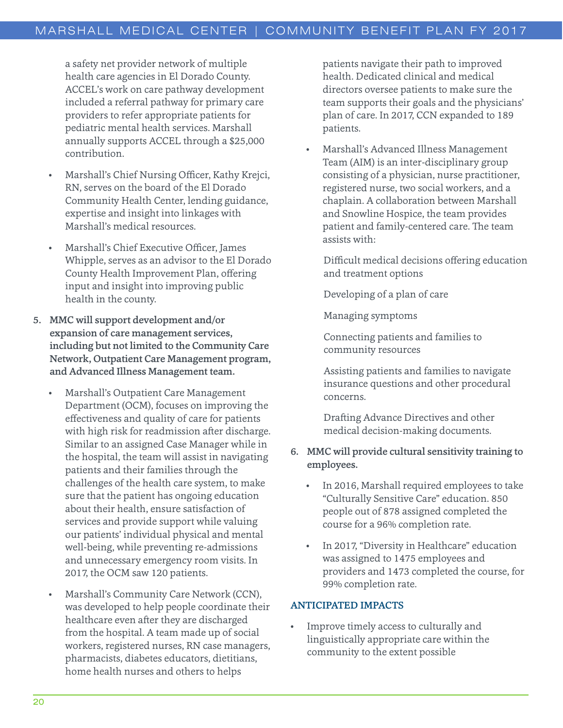a safety net provider network of multiple health care agencies in El Dorado County. ACCEL's work on care pathway development included a referral pathway for primary care providers to refer appropriate patients for pediatric mental health services. Marshall annually supports ACCEL through a $25,000 contribution.

- Marshall's Chief Nursing Officer, Kathy Krejci, RN, serves on the board of the El Dorado Community Health Center, lending guidance, expertise and insight into linkages with Marshall's medical resources.
- Marshall's Chief Executive Officer, James Whipple, serves as an advisor to the El Dorado County Health Improvement Plan, offering input and insight into improving public health in the county.

5. **MMC will support development and/or expansion of care management services, including but not limited to the Community Care Network, Outpatient Care Management program, and Advanced Illness Management team.**
   - Marshall's Outpatient Care Management Department (OCM), focuses on improving the effectiveness and quality of care for patients with high risk for readmission after discharge. Similar to an assigned Case Manager while in the hospital, the team will assist in navigating patients and their families through the challenges of the health care system, to make sure that the patient has ongoing education about their health, ensure satisfaction of services and provide support while valuing our patients' individual physical and mental well-being, while preventing re-admissions and unnecessary emergency room visits. In 2017, the OCM saw 120 patients.
   - Marshall's Community Care Network (CCN), was developed to help people coordinate their healthcare even after they are discharged from the hospital. A team made up of social workers, registered nurses, RN case managers, pharmacists, diabetes educators, dietitians, home health nurses and others to helps patients navigate their path to improved health. Dedicated clinical and medical directors oversee patients to make sure the team supports their goals and the physicians' plan of care. In 2017, CCN expanded to 189 patients.
   - Marshall's Advanced Illness Management Team (AIM) is an inter-disciplinary group consisting of a physician, nurse practitioner, registered nurse, two social workers, and a chaplain. A collaboration between Marshall and Snowline Hospice, the team provides patient and family-centered care. The team assists with:

     Difficult medical decisions offering education and treatment options

     Developing of a plan of care

     Managing symptoms

     Connecting patients and families to community resources

     Assisting patients and families to navigate insurance questions and other procedural concerns.

     Drafting Advance Directives and other medical decision-making documents.

6. **MMC will provide cultural sensitivity training to employees.**
   - In 2016, Marshall required employees to take "Culturally Sensitive Care" education. 850 people out of 878 assigned completed the course for a 96% completion rate.
   - In 2017, "Diversity in Healthcare" education was assigned to 1475 employees and providers and 1473 completed the course, for 99% completion rate.

### ANTICIPATED IMPACTS

- Improve timely access to culturally and linguistically appropriate care within the community to the extent possible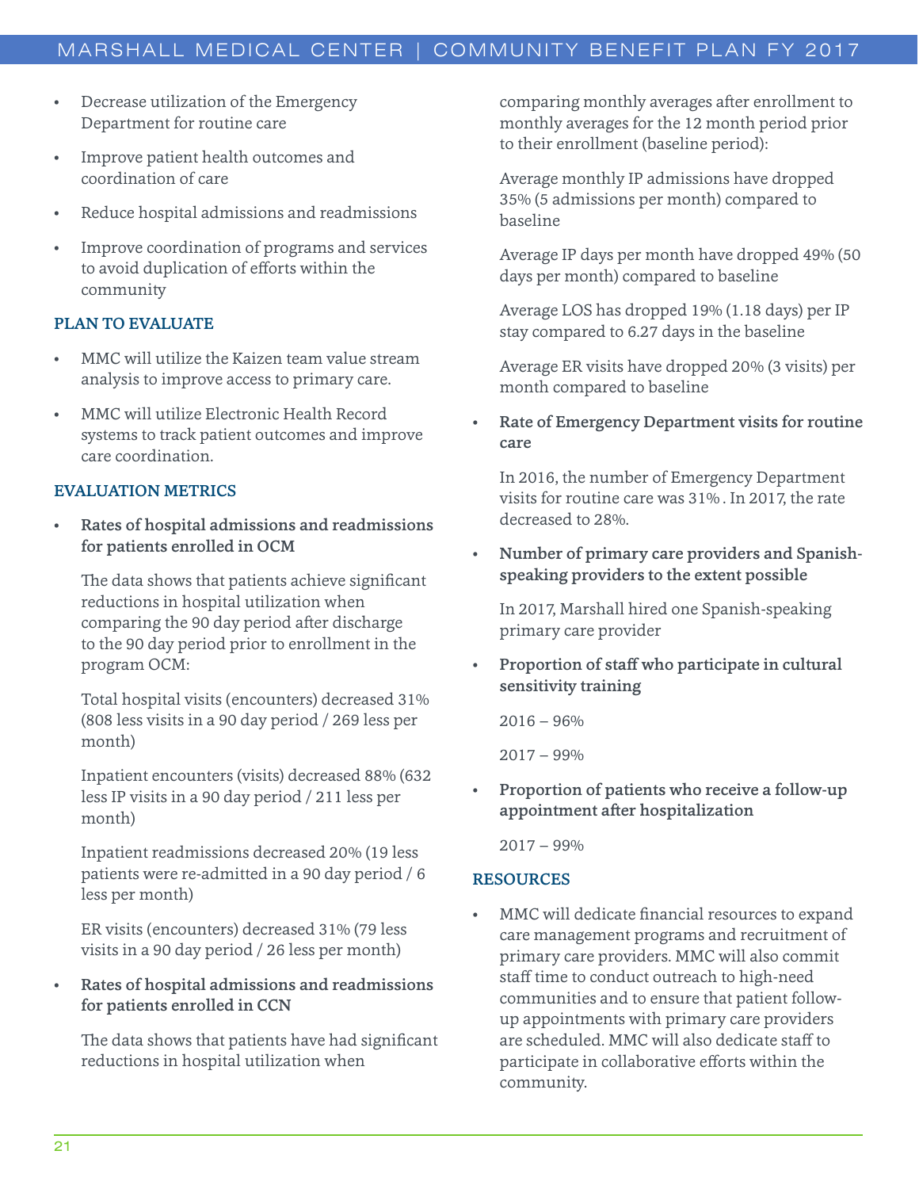- Decrease utilization of the Emergency Department for routine care
- Improve patient health outcomes and coordination of care
- Reduce hospital admissions and readmissions
- Improve coordination of programs and services to avoid duplication of efforts within the community

### PLAN TO EVALUATE

- MMC will utilize the Kaizen team value stream analysis to improve access to primary care.
- MMC will utilize Electronic Health Record systems to track patient outcomes and improve care coordination.

### EVALUATION METRICS

- **Rates of hospital admissions and readmissions for patients enrolled in OCM**

  The data shows that patients achieve significant reductions in hospital utilization when comparing the 90 day period after discharge to the 90 day period prior to enrollment in the program OCM:

  Total hospital visits (encounters) decreased 31% (808 less visits in a 90 day period / 269 less per month)

  Inpatient encounters (visits) decreased 88% (632 less IP visits in a 90 day period / 211 less per month)

  Inpatient readmissions decreased 20% (19 less patients were re-admitted in a 90 day period / 6 less per month)

  ER visits (encounters) decreased 31% (79 less visits in a 90 day period / 26 less per month)

- **Rates of hospital admissions and readmissions for patients enrolled in CCN**

  The data shows that patients have had significant reductions in hospital utilization when comparing monthly averages after enrollment to monthly averages for the 12 month period prior to their enrollment (baseline period):

  Average monthly IP admissions have dropped 35% (5 admissions per month) compared to baseline

  Average IP days per month have dropped 49% (50 days per month) compared to baseline

  Average LOS has dropped 19% (1.18 days) per IP stay compared to 6.27 days in the baseline

  Average ER visits have dropped 20% (3 visits) per month compared to baseline

- **Rate of Emergency Department visits for routine care**

  In 2016, the number of Emergency Department visits for routine care was 31% . In 2017, the rate decreased to 28%.

- **Number of primary care providers and Spanish-speaking providers to the extent possible**

  In 2017, Marshall hired one Spanish-speaking primary care provider

- **Proportion of staff who participate in cultural sensitivity training**

  2016 – 96%

  2017 – 99%

- **Proportion of patients who receive a follow-up appointment after hospitalization**

  2017 – 99%

### RESOURCES

- MMC will dedicate financial resources to expand care management programs and recruitment of primary care providers. MMC will also commit staff time to conduct outreach to high-need communities and to ensure that patient follow-up appointments with primary care providers are scheduled. MMC will also dedicate staff to participate in collaborative efforts within the community.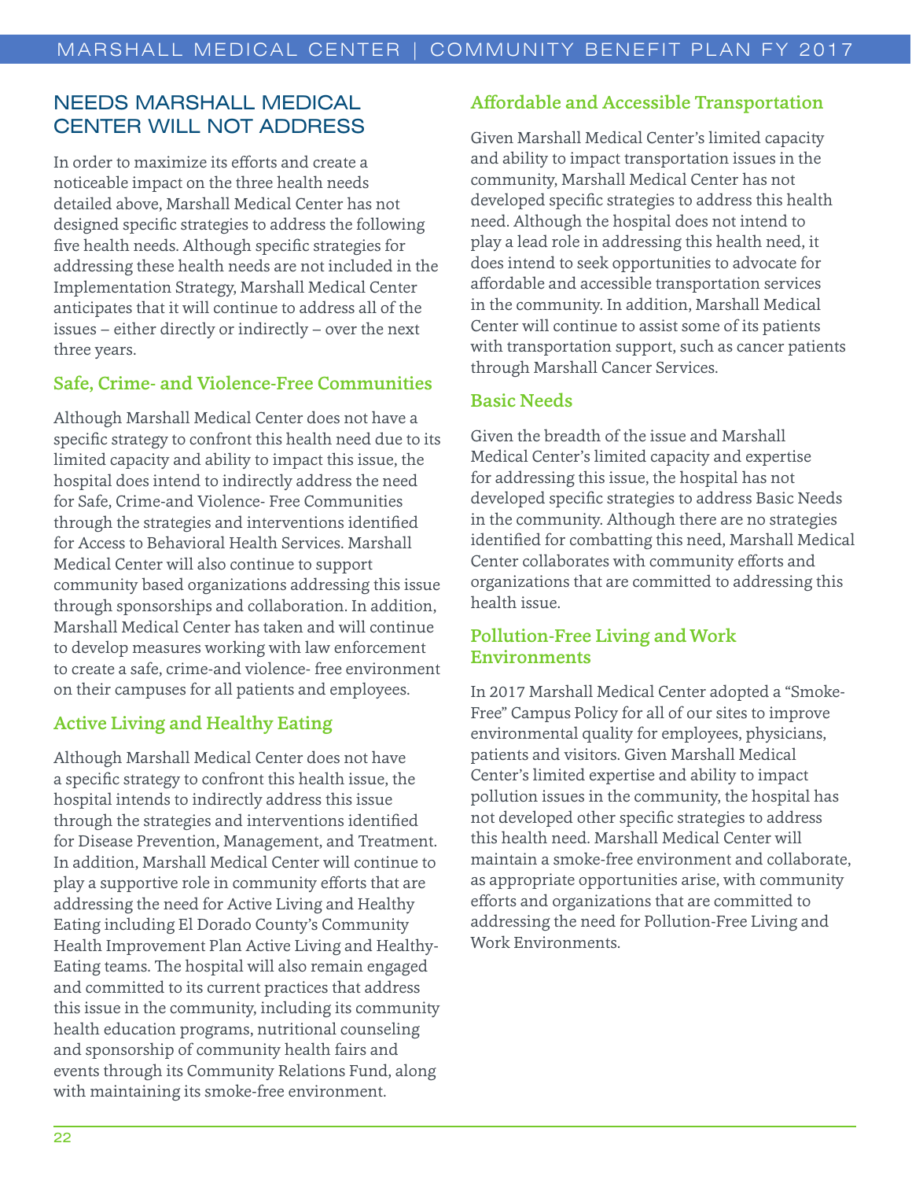## NEEDS MARSHALL MEDICAL CENTER WILL NOT ADDRESS

In order to maximize its efforts and create a noticeable impact on the three health needs detailed above, Marshall Medical Center has not designed specific strategies to address the following five health needs. Although specific strategies for addressing these health needs are not included in the Implementation Strategy, Marshall Medical Center anticipates that it will continue to address all of the issues – either directly or indirectly – over the next three years.

### Safe, Crime- and Violence-Free Communities

Although Marshall Medical Center does not have a specific strategy to confront this health need due to its limited capacity and ability to impact this issue, the hospital does intend to indirectly address the need for Safe, Crime-and Violence- Free Communities through the strategies and interventions identified for Access to Behavioral Health Services. Marshall Medical Center will also continue to support community based organizations addressing this issue through sponsorships and collaboration. In addition, Marshall Medical Center has taken and will continue to develop measures working with law enforcement to create a safe, crime-and violence- free environment on their campuses for all patients and employees.

### Active Living and Healthy Eating

Although Marshall Medical Center does not have a specific strategy to confront this health issue, the hospital intends to indirectly address this issue through the strategies and interventions identified for Disease Prevention, Management, and Treatment. In addition, Marshall Medical Center will continue to play a supportive role in community efforts that are addressing the need for Active Living and Healthy Eating including El Dorado County's Community Health Improvement Plan Active Living and Healthy-Eating teams. The hospital will also remain engaged and committed to its current practices that address this issue in the community, including its community health education programs, nutritional counseling and sponsorship of community health fairs and events through its Community Relations Fund, along with maintaining its smoke-free environment.

### Affordable and Accessible Transportation

Given Marshall Medical Center's limited capacity and ability to impact transportation issues in the community, Marshall Medical Center has not developed specific strategies to address this health need. Although the hospital does not intend to play a lead role in addressing this health need, it does intend to seek opportunities to advocate for affordable and accessible transportation services in the community. In addition, Marshall Medical Center will continue to assist some of its patients with transportation support, such as cancer patients through Marshall Cancer Services.

### Basic Needs

Given the breadth of the issue and Marshall Medical Center's limited capacity and expertise for addressing this issue, the hospital has not developed specific strategies to address Basic Needs in the community. Although there are no strategies identified for combatting this need, Marshall Medical Center collaborates with community efforts and organizations that are committed to addressing this health issue.

### Pollution-Free Living and Work Environments

In 2017 Marshall Medical Center adopted a "Smoke-Free" Campus Policy for all of our sites to improve environmental quality for employees, physicians, patients and visitors. Given Marshall Medical Center's limited expertise and ability to impact pollution issues in the community, the hospital has not developed other specific strategies to address this health need. Marshall Medical Center will maintain a smoke-free environment and collaborate, as appropriate opportunities arise, with community efforts and organizations that are committed to addressing the need for Pollution-Free Living and Work Environments.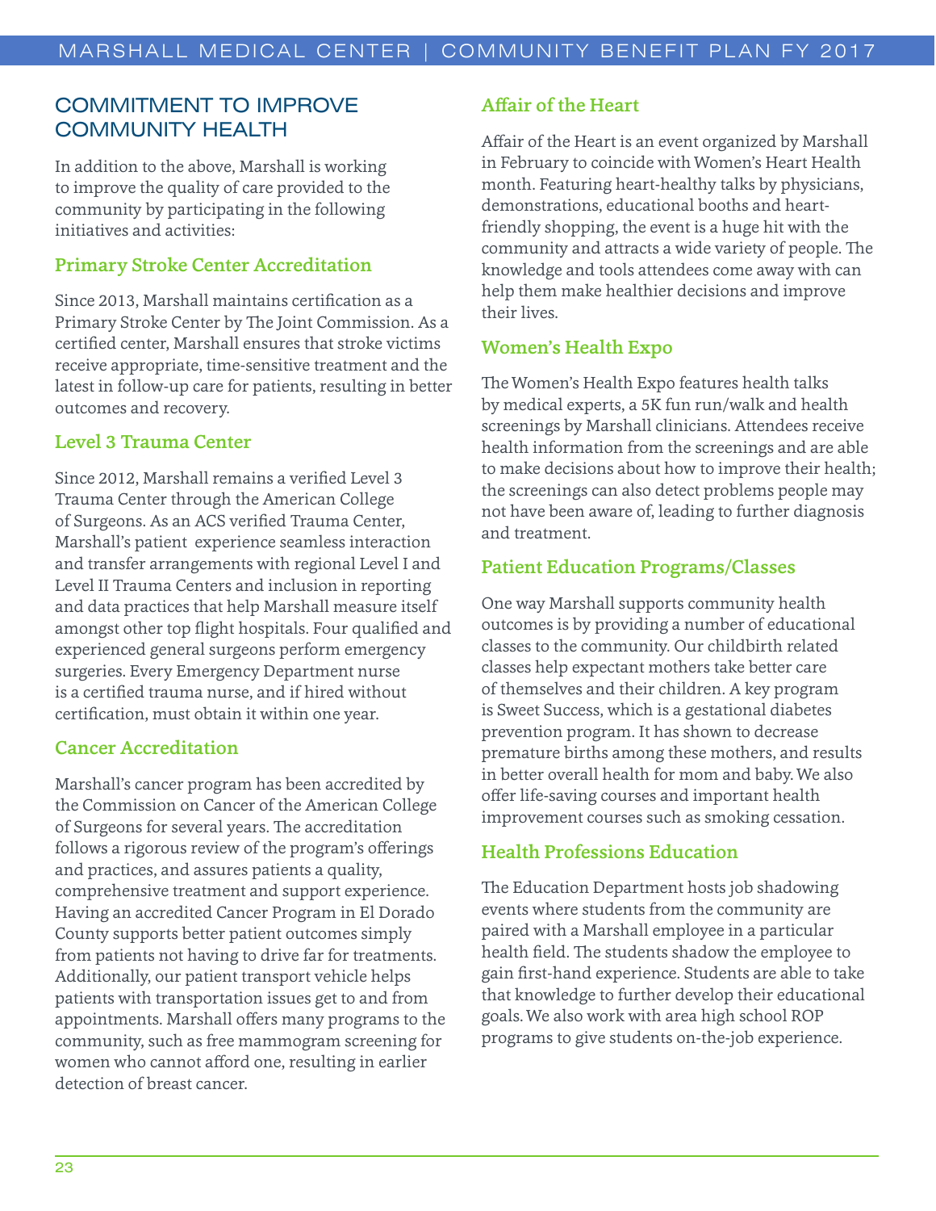## COMMITMENT TO IMPROVE COMMUNITY HEALTH

In addition to the above, Marshall is working to improve the quality of care provided to the community by participating in the following initiatives and activities:

### Primary Stroke Center Accreditation

Since 2013, Marshall maintains certification as a Primary Stroke Center by The Joint Commission. As a certified center, Marshall ensures that stroke victims receive appropriate, time-sensitive treatment and the latest in follow-up care for patients, resulting in better outcomes and recovery.

### Level 3 Trauma Center

Since 2012, Marshall remains a verified Level 3 Trauma Center through the American College of Surgeons. As an ACS verified Trauma Center, Marshall's patient experience seamless interaction and transfer arrangements with regional Level I and Level II Trauma Centers and inclusion in reporting and data practices that help Marshall measure itself amongst other top flight hospitals. Four qualified and experienced general surgeons perform emergency surgeries. Every Emergency Department nurse is a certified trauma nurse, and if hired without certification, must obtain it within one year.

### Cancer Accreditation

Marshall's cancer program has been accredited by the Commission on Cancer of the American College of Surgeons for several years. The accreditation follows a rigorous review of the program's offerings and practices, and assures patients a quality, comprehensive treatment and support experience. Having an accredited Cancer Program in El Dorado County supports better patient outcomes simply from patients not having to drive far for treatments. Additionally, our patient transport vehicle helps patients with transportation issues get to and from appointments. Marshall offers many programs to the community, such as free mammogram screening for women who cannot afford one, resulting in earlier detection of breast cancer.

### Affair of the Heart

Affair of the Heart is an event organized by Marshall in February to coincide with Women's Heart Health month. Featuring heart-healthy talks by physicians, demonstrations, educational booths and heart-friendly shopping, the event is a huge hit with the community and attracts a wide variety of people. The knowledge and tools attendees come away with can help them make healthier decisions and improve their lives.

### Women's Health Expo

The Women's Health Expo features health talks by medical experts, a 5K fun run/walk and health screenings by Marshall clinicians. Attendees receive health information from the screenings and are able to make decisions about how to improve their health; the screenings can also detect problems people may not have been aware of, leading to further diagnosis and treatment.

### Patient Education Programs/Classes

One way Marshall supports community health outcomes is by providing a number of educational classes to the community. Our childbirth related classes help expectant mothers take better care of themselves and their children. A key program is Sweet Success, which is a gestational diabetes prevention program. It has shown to decrease premature births among these mothers, and results in better overall health for mom and baby. We also offer life-saving courses and important health improvement courses such as smoking cessation.

### Health Professions Education

The Education Department hosts job shadowing events where students from the community are paired with a Marshall employee in a particular health field. The students shadow the employee to gain first-hand experience. Students are able to take that knowledge to further develop their educational goals. We also work with area high school ROP programs to give students on-the-job experience.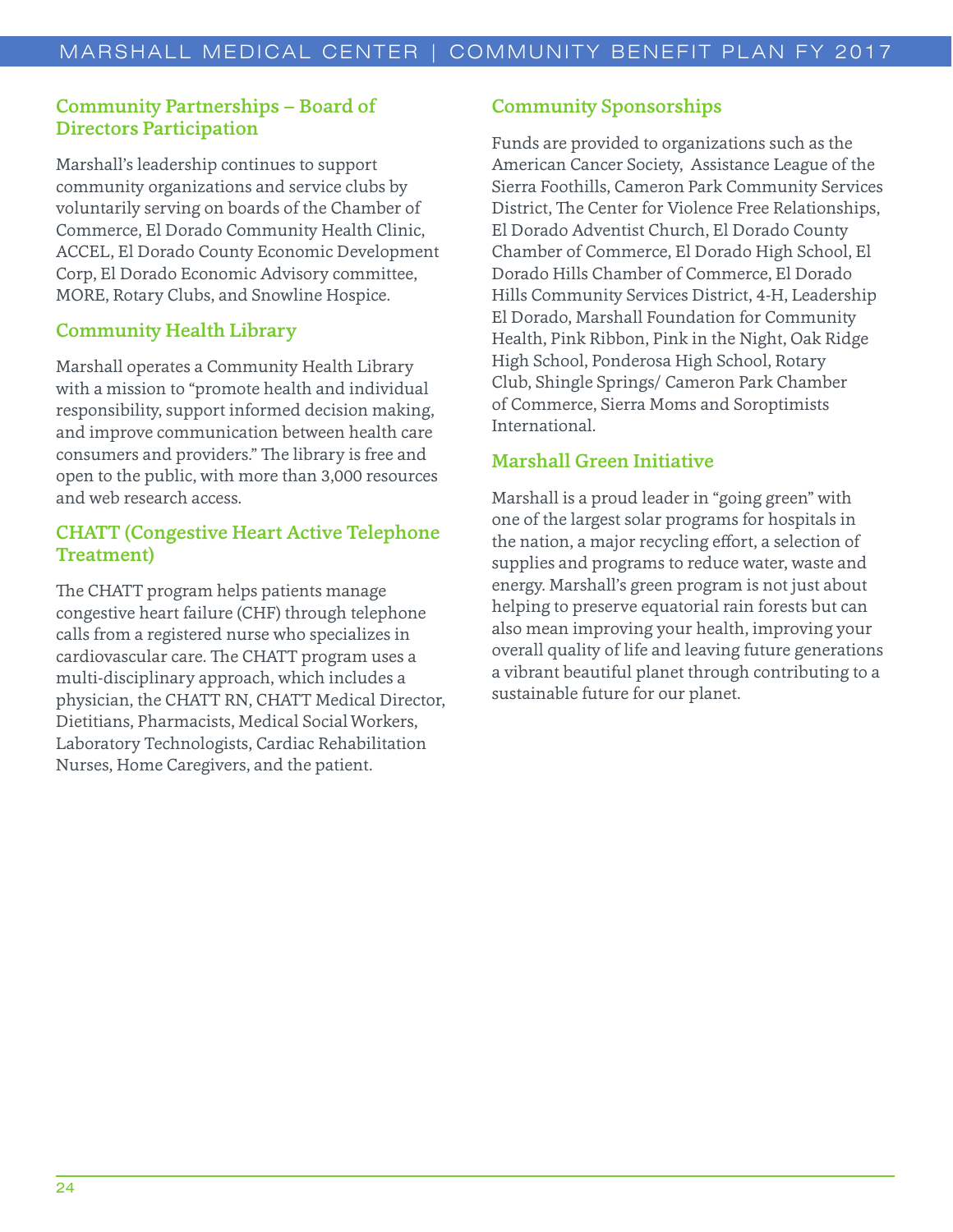## Community Partnerships – Board of Directors Participation

Marshall's leadership continues to support community organizations and service clubs by voluntarily serving on boards of the Chamber of Commerce, El Dorado Community Health Clinic, ACCEL, El Dorado County Economic Development Corp, El Dorado Economic Advisory committee, MORE, Rotary Clubs, and Snowline Hospice.

## Community Health Library

Marshall operates a Community Health Library with a mission to "promote health and individual responsibility, support informed decision making, and improve communication between health care consumers and providers." The library is free and open to the public, with more than 3,000 resources and web research access.

## CHATT (Congestive Heart Active Telephone Treatment)

The CHATT program helps patients manage congestive heart failure (CHF) through telephone calls from a registered nurse who specializes in cardiovascular care. The CHATT program uses a multi-disciplinary approach, which includes a physician, the CHATT RN, CHATT Medical Director, Dietitians, Pharmacists, Medical Social Workers, Laboratory Technologists, Cardiac Rehabilitation Nurses, Home Caregivers, and the patient.

## Community Sponsorships

Funds are provided to organizations such as the American Cancer Society, Assistance League of the Sierra Foothills, Cameron Park Community Services District, The Center for Violence Free Relationships, El Dorado Adventist Church, El Dorado County Chamber of Commerce, El Dorado High School, El Dorado Hills Chamber of Commerce, El Dorado Hills Community Services District, 4-H, Leadership El Dorado, Marshall Foundation for Community Health, Pink Ribbon, Pink in the Night, Oak Ridge High School, Ponderosa High School, Rotary Club, Shingle Springs/ Cameron Park Chamber of Commerce, Sierra Moms and Soroptimists International.

## Marshall Green Initiative

Marshall is a proud leader in "going green" with one of the largest solar programs for hospitals in the nation, a major recycling effort, a selection of supplies and programs to reduce water, waste and energy. Marshall's green program is not just about helping to preserve equatorial rain forests but can also mean improving your health, improving your overall quality of life and leaving future generations a vibrant beautiful planet through contributing to a sustainable future for our planet.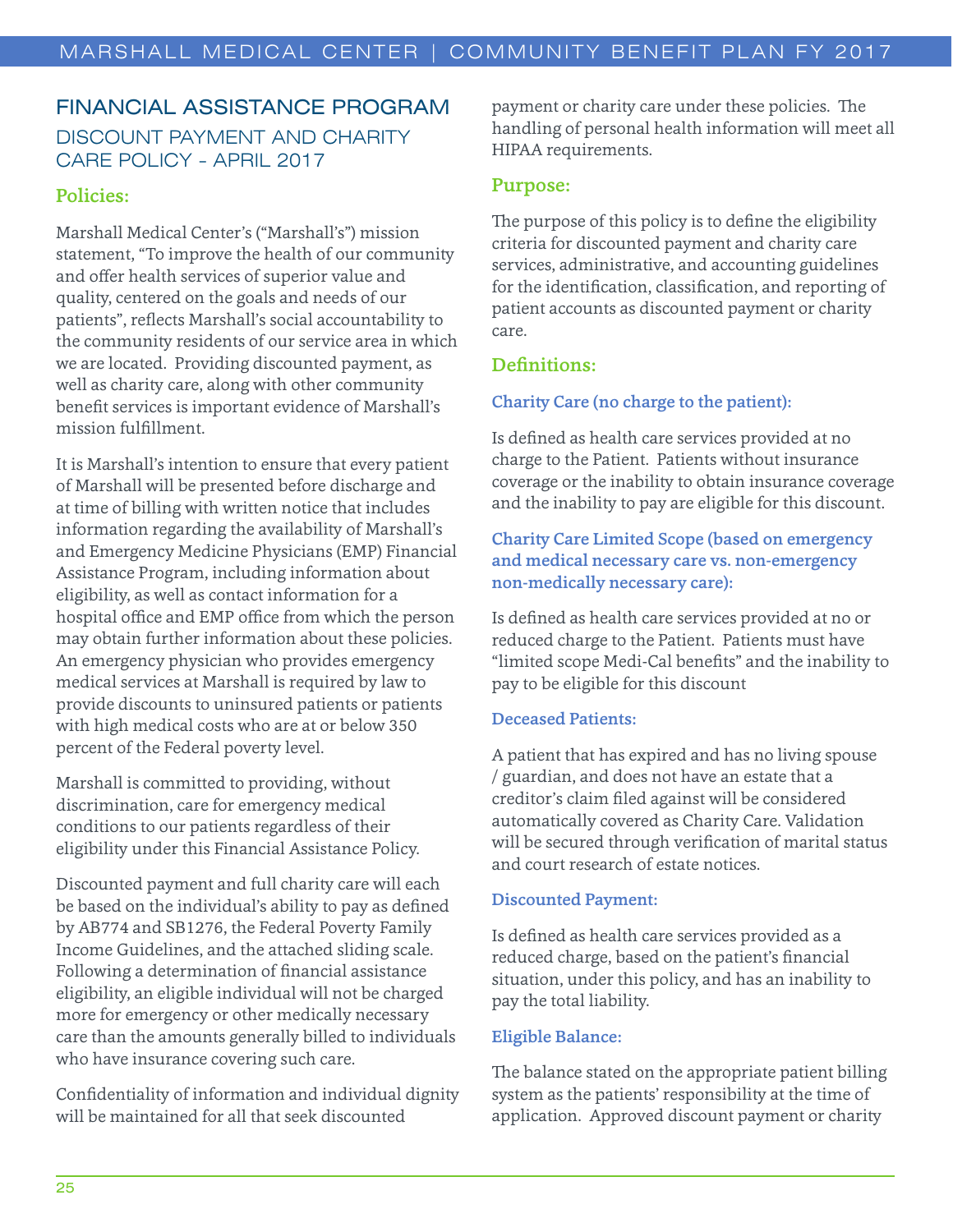## FINANCIAL ASSISTANCE PROGRAM

### DISCOUNT PAYMENT AND CHARITY CARE POLICY - APRIL 2017

### Policies:

Marshall Medical Center's ("Marshall's") mission statement, "To improve the health of our community and offer health services of superior value and quality, centered on the goals and needs of our patients", reflects Marshall's social accountability to the community residents of our service area in which we are located. Providing discounted payment, as well as charity care, along with other community benefit services is important evidence of Marshall's mission fulfillment.

It is Marshall's intention to ensure that every patient of Marshall will be presented before discharge and at time of billing with written notice that includes information regarding the availability of Marshall's and Emergency Medicine Physicians (EMP) Financial Assistance Program, including information about eligibility, as well as contact information for a hospital office and EMP office from which the person may obtain further information about these policies. An emergency physician who provides emergency medical services at Marshall is required by law to provide discounts to uninsured patients or patients with high medical costs who are at or below 350 percent of the Federal poverty level.

Marshall is committed to providing, without discrimination, care for emergency medical conditions to our patients regardless of their eligibility under this Financial Assistance Policy.

Discounted payment and full charity care will each be based on the individual's ability to pay as defined by AB774 and SB1276, the Federal Poverty Family Income Guidelines, and the attached sliding scale. Following a determination of financial assistance eligibility, an eligible individual will not be charged more for emergency or other medically necessary care than the amounts generally billed to individuals who have insurance covering such care.

Confidentiality of information and individual dignity will be maintained for all that seek discounted payment or charity care under these policies. The handling of personal health information will meet all HIPAA requirements.

### Purpose:

The purpose of this policy is to define the eligibility criteria for discounted payment and charity care services, administrative, and accounting guidelines for the identification, classification, and reporting of patient accounts as discounted payment or charity care.

### Definitions:

#### Charity Care (no charge to the patient):

Is defined as health care services provided at no charge to the Patient. Patients without insurance coverage or the inability to obtain insurance coverage and the inability to pay are eligible for this discount.

#### Charity Care Limited Scope (based on emergency and medical necessary care vs. non-emergency non-medically necessary care):

Is defined as health care services provided at no or reduced charge to the Patient. Patients must have "limited scope Medi-Cal benefits" and the inability to pay to be eligible for this discount

#### Deceased Patients:

A patient that has expired and has no living spouse / guardian, and does not have an estate that a creditor's claim filed against will be considered automatically covered as Charity Care. Validation will be secured through verification of marital status and court research of estate notices.

#### Discounted Payment:

Is defined as health care services provided as a reduced charge, based on the patient's financial situation, under this policy, and has an inability to pay the total liability.

#### Eligible Balance:

The balance stated on the appropriate patient billing system as the patients' responsibility at the time of application. Approved discount payment or charity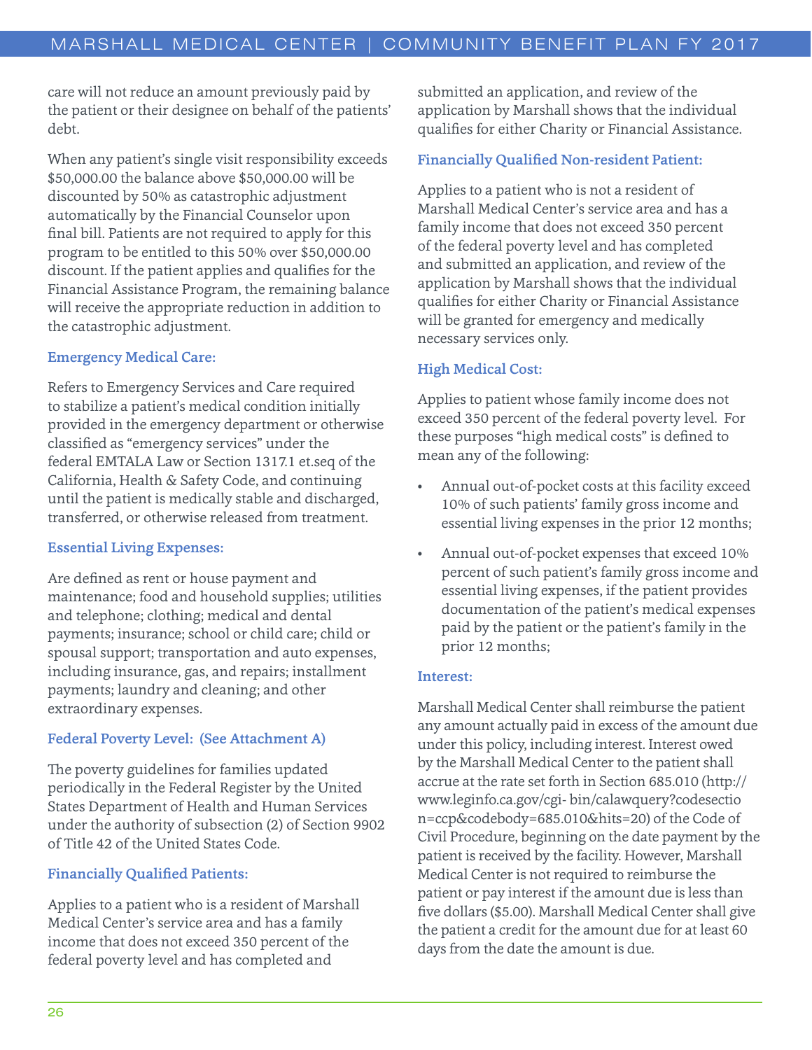care will not reduce an amount previously paid by the patient or their designee on behalf of the patients' debt.

When any patient's single visit responsibility exceeds $50,000.00 the balance above $50,000.00 will be discounted by 50% as catastrophic adjustment automatically by the Financial Counselor upon final bill. Patients are not required to apply for this program to be entitled to this 50% over $50,000.00 discount. If the patient applies and qualifies for the Financial Assistance Program, the remaining balance will receive the appropriate reduction in addition to the catastrophic adjustment.

### Emergency Medical Care:

Refers to Emergency Services and Care required to stabilize a patient's medical condition initially provided in the emergency department or otherwise classified as "emergency services" under the federal EMTALA Law or Section 1317.1 et.seq of the California, Health & Safety Code, and continuing until the patient is medically stable and discharged, transferred, or otherwise released from treatment.

### Essential Living Expenses:

Are defined as rent or house payment and maintenance; food and household supplies; utilities and telephone; clothing; medical and dental payments; insurance; school or child care; child or spousal support; transportation and auto expenses, including insurance, gas, and repairs; installment payments; laundry and cleaning; and other extraordinary expenses.

### Federal Poverty Level: (See Attachment A)

The poverty guidelines for families updated periodically in the Federal Register by the United States Department of Health and Human Services under the authority of subsection (2) of Section 9902 of Title 42 of the United States Code.

### Financially Qualified Patients:

Applies to a patient who is a resident of Marshall Medical Center's service area and has a family income that does not exceed 350 percent of the federal poverty level and has completed and submitted an application, and review of the application by Marshall shows that the individual qualifies for either Charity or Financial Assistance.

### Financially Qualified Non-resident Patient:

Applies to a patient who is not a resident of Marshall Medical Center's service area and has a family income that does not exceed 350 percent of the federal poverty level and has completed and submitted an application, and review of the application by Marshall shows that the individual qualifies for either Charity or Financial Assistance will be granted for emergency and medically necessary services only.

### High Medical Cost:

Applies to patient whose family income does not exceed 350 percent of the federal poverty level. For these purposes "high medical costs" is defined to mean any of the following:

- Annual out-of-pocket costs at this facility exceed 10% of such patients' family gross income and essential living expenses in the prior 12 months;
- Annual out-of-pocket expenses that exceed 10% percent of such patient's family gross income and essential living expenses, if the patient provides documentation of the patient's medical expenses paid by the patient or the patient's family in the prior 12 months;

### Interest:

Marshall Medical Center shall reimburse the patient any amount actually paid in excess of the amount due under this policy, including interest. Interest owed by the Marshall Medical Center to the patient shall accrue at the rate set forth in Section 685.010 (http://www.leginfo.ca.gov/cgi- bin/calawquery?codesection=ccp&codebody=685.010&hits=20) of the Code of Civil Procedure, beginning on the date payment by the patient is received by the facility. However, Marshall Medical Center is not required to reimburse the patient or pay interest if the amount due is less than five dollars ($5.00). Marshall Medical Center shall give the patient a credit for the amount due for at least 60 days from the date the amount is due.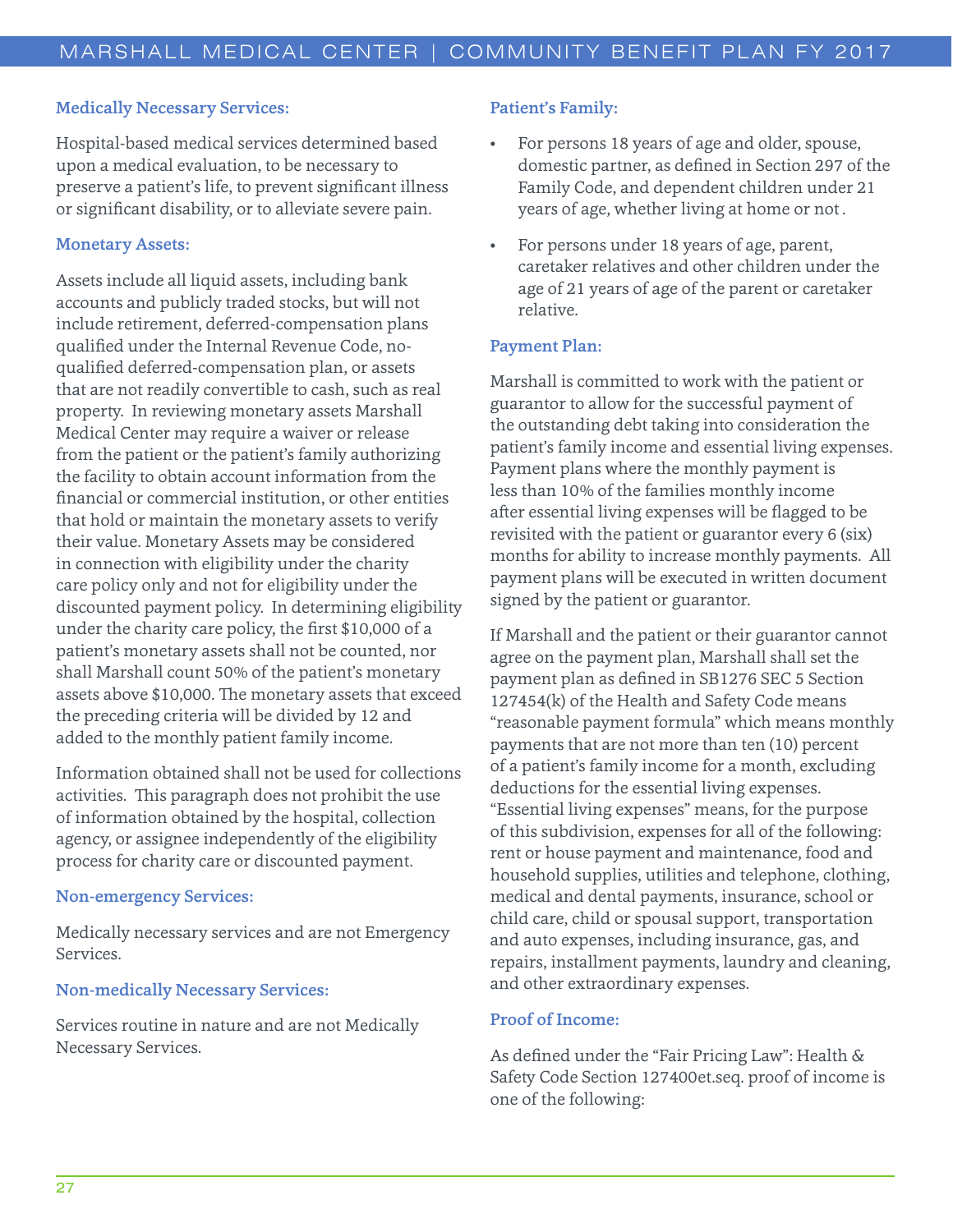### Medically Necessary Services:

Hospital-based medical services determined based upon a medical evaluation, to be necessary to preserve a patient's life, to prevent significant illness or significant disability, or to alleviate severe pain.

### Monetary Assets:

Assets include all liquid assets, including bank accounts and publicly traded stocks, but will not include retirement, deferred-compensation plans qualified under the Internal Revenue Code, no-qualified deferred-compensation plan, or assets that are not readily convertible to cash, such as real property. In reviewing monetary assets Marshall Medical Center may require a waiver or release from the patient or the patient's family authorizing the facility to obtain account information from the financial or commercial institution, or other entities that hold or maintain the monetary assets to verify their value. Monetary Assets may be considered in connection with eligibility under the charity care policy only and not for eligibility under the discounted payment policy. In determining eligibility under the charity care policy, the first $10,000 of a patient's monetary assets shall not be counted, nor shall Marshall count 50% of the patient's monetary assets above $10,000. The monetary assets that exceed the preceding criteria will be divided by 12 and added to the monthly patient family income.

Information obtained shall not be used for collections activities. This paragraph does not prohibit the use of information obtained by the hospital, collection agency, or assignee independently of the eligibility process for charity care or discounted payment.

### Non-emergency Services:

Medically necessary services and are not Emergency Services.

### Non-medically Necessary Services:

Services routine in nature and are not Medically Necessary Services.

### Patient's Family:

- For persons 18 years of age and older, spouse, domestic partner, as defined in Section 297 of the Family Code, and dependent children under 21 years of age, whether living at home or not .
- For persons under 18 years of age, parent, caretaker relatives and other children under the age of 21 years of age of the parent or caretaker relative.

### Payment Plan:

Marshall is committed to work with the patient or guarantor to allow for the successful payment of the outstanding debt taking into consideration the patient's family income and essential living expenses. Payment plans where the monthly payment is less than 10% of the families monthly income after essential living expenses will be flagged to be revisited with the patient or guarantor every 6 (six) months for ability to increase monthly payments. All payment plans will be executed in written document signed by the patient or guarantor.

If Marshall and the patient or their guarantor cannot agree on the payment plan, Marshall shall set the payment plan as defined in SB1276 SEC 5 Section 127454(k) of the Health and Safety Code means "reasonable payment formula" which means monthly payments that are not more than ten (10) percent of a patient's family income for a month, excluding deductions for the essential living expenses. "Essential living expenses" means, for the purpose of this subdivision, expenses for all of the following: rent or house payment and maintenance, food and household supplies, utilities and telephone, clothing, medical and dental payments, insurance, school or child care, child or spousal support, transportation and auto expenses, including insurance, gas, and repairs, installment payments, laundry and cleaning, and other extraordinary expenses.

### Proof of Income:

As defined under the "Fair Pricing Law": Health & Safety Code Section 127400et.seq. proof of income is one of the following: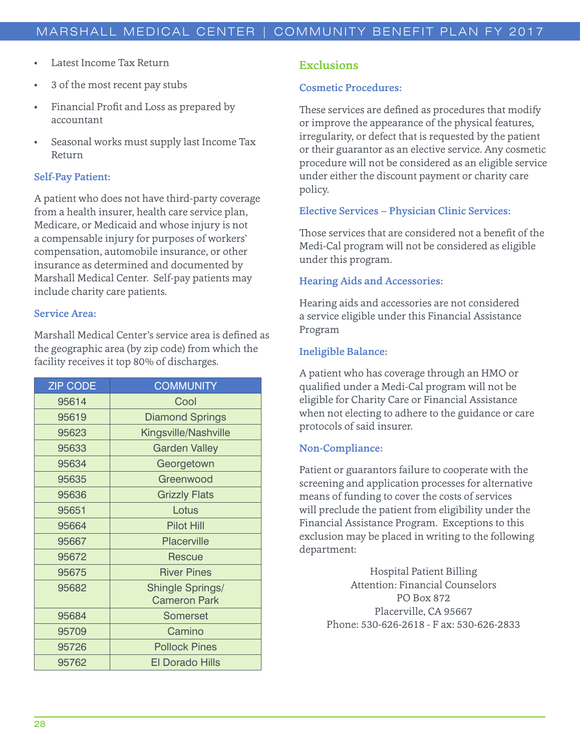- Latest Income Tax Return
- 3 of the most recent pay stubs
- Financial Profit and Loss as prepared by accountant
- Seasonal works must supply last Income Tax Return

### Self-Pay Patient:

A patient who does not have third-party coverage from a health insurer, health care service plan, Medicare, or Medicaid and whose injury is not a compensable injury for purposes of workers' compensation, automobile insurance, or other insurance as determined and documented by Marshall Medical Center. Self-pay patients may include charity care patients.

### Service Area:

Marshall Medical Center's service area is defined as the geographic area (by zip code) from which the facility receives it top 80% of discharges.

| ZIP CODE | COMMUNITY |
|---|---|
| 95614 | Cool |
| 95619 | Diamond Springs |
| 95623 | Kingsville/Nashville |
| 95633 | Garden Valley |
| 95634 | Georgetown |
| 95635 | Greenwood |
| 95636 | Grizzly Flats |
| 95651 | Lotus |
| 95664 | Pilot Hill |
| 95667 | Placerville |
| 95672 | Rescue |
| 95675 | River Pines |
| 95682 | Shingle Springs/ Cameron Park |
| 95684 | Somerset |
| 95709 | Camino |
| 95726 | Pollock Pines |
| 95762 | El Dorado Hills |

## Exclusions

### Cosmetic Procedures:

These services are defined as procedures that modify or improve the appearance of the physical features, irregularity, or defect that is requested by the patient or their guarantor as an elective service. Any cosmetic procedure will not be considered as an eligible service under either the discount payment or charity care policy.

### Elective Services – Physician Clinic Services:

Those services that are considered not a benefit of the Medi-Cal program will not be considered as eligible under this program.

### Hearing Aids and Accessories:

Hearing aids and accessories are not considered a service eligible under this Financial Assistance Program

### Ineligible Balance:

A patient who has coverage through an HMO or qualified under a Medi-Cal program will not be eligible for Charity Care or Financial Assistance when not electing to adhere to the guidance or care protocols of said insurer.

### Non-Compliance:

Patient or guarantors failure to cooperate with the screening and application processes for alternative means of funding to cover the costs of services will preclude the patient from eligibility under the Financial Assistance Program. Exceptions to this exclusion may be placed in writing to the following department:

Hospital Patient Billing
Attention: Financial Counselors
PO Box 872
Placerville, CA 95667
Phone: 530-626-2618 - F ax: 530-626-2833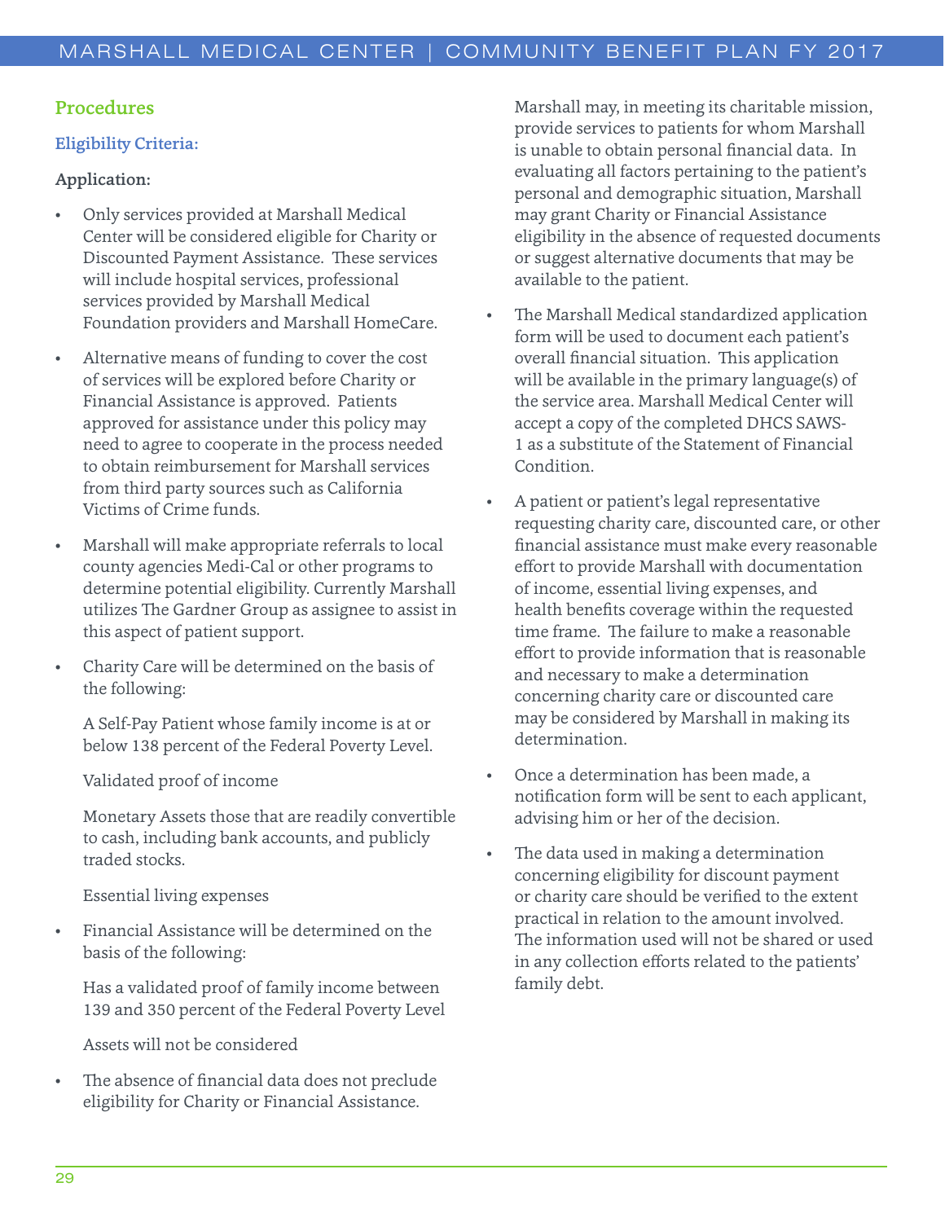## Procedures

### Eligibility Criteria:

**Application:**

- Only services provided at Marshall Medical Center will be considered eligible for Charity or Discounted Payment Assistance. These services will include hospital services, professional services provided by Marshall Medical Foundation providers and Marshall HomeCare.
- Alternative means of funding to cover the cost of services will be explored before Charity or Financial Assistance is approved. Patients approved for assistance under this policy may need to agree to cooperate in the process needed to obtain reimbursement for Marshall services from third party sources such as California Victims of Crime funds.
- Marshall will make appropriate referrals to local county agencies Medi-Cal or other programs to determine potential eligibility. Currently Marshall utilizes The Gardner Group as assignee to assist in this aspect of patient support.
- Charity Care will be determined on the basis of the following:

  A Self-Pay Patient whose family income is at or below 138 percent of the Federal Poverty Level.

  Validated proof of income

  Monetary Assets those that are readily convertible to cash, including bank accounts, and publicly traded stocks.

  Essential living expenses

- Financial Assistance will be determined on the basis of the following:

  Has a validated proof of family income between 139 and 350 percent of the Federal Poverty Level

  Assets will not be considered

- The absence of financial data does not preclude eligibility for Charity or Financial Assistance. Marshall may, in meeting its charitable mission, provide services to patients for whom Marshall is unable to obtain personal financial data. In evaluating all factors pertaining to the patient's personal and demographic situation, Marshall may grant Charity or Financial Assistance eligibility in the absence of requested documents or suggest alternative documents that may be available to the patient.
- The Marshall Medical standardized application form will be used to document each patient's overall financial situation. This application will be available in the primary language(s) of the service area. Marshall Medical Center will accept a copy of the completed DHCS SAWS-1 as a substitute of the Statement of Financial Condition.
- A patient or patient's legal representative requesting charity care, discounted care, or other financial assistance must make every reasonable effort to provide Marshall with documentation of income, essential living expenses, and health benefits coverage within the requested time frame. The failure to make a reasonable effort to provide information that is reasonable and necessary to make a determination concerning charity care or discounted care may be considered by Marshall in making its determination.
- Once a determination has been made, a notification form will be sent to each applicant, advising him or her of the decision.
- The data used in making a determination concerning eligibility for discount payment or charity care should be verified to the extent practical in relation to the amount involved. The information used will not be shared or used in any collection efforts related to the patients' family debt.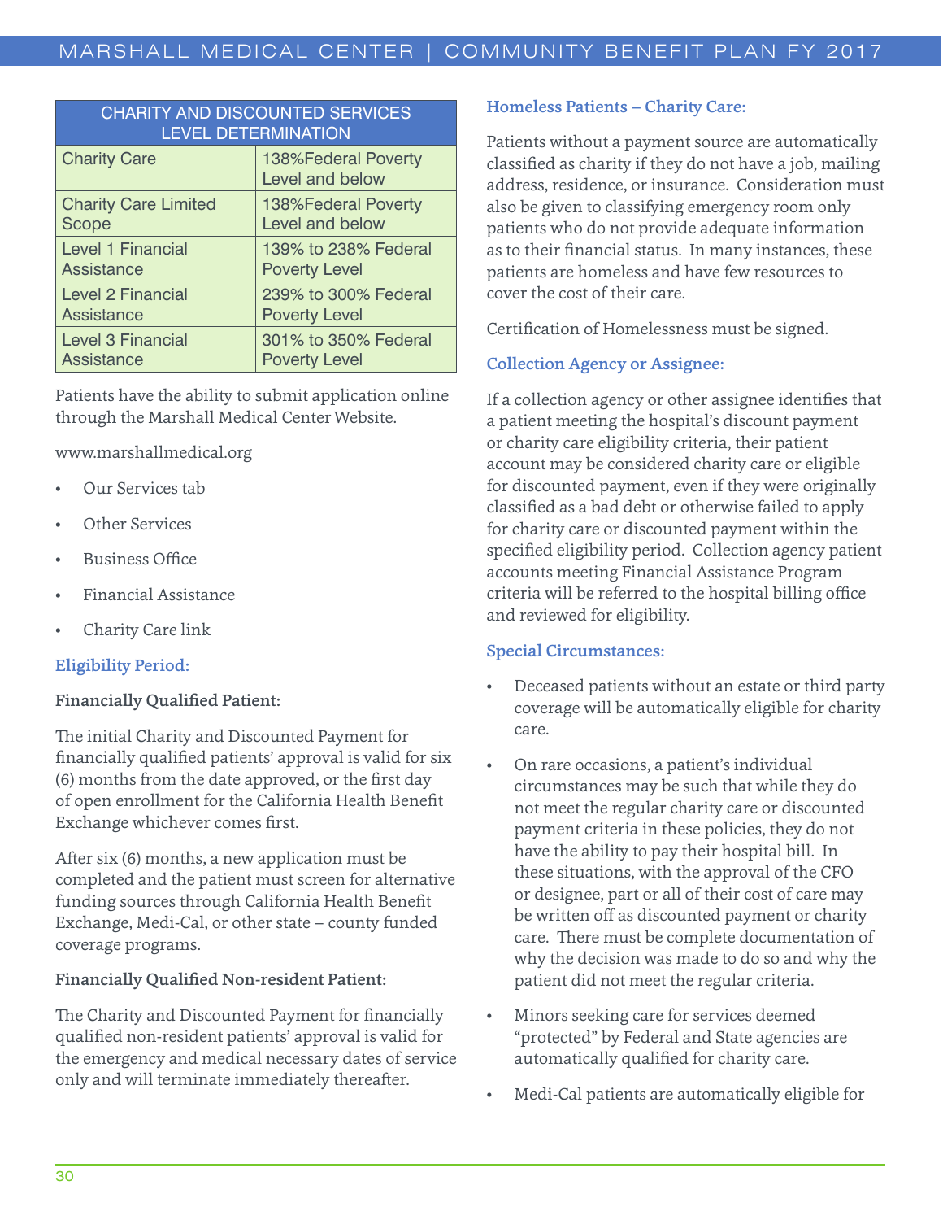| CHARITY AND DISCOUNTED SERVICES LEVEL DETERMINATION | |
|---|---|
| Charity Care | 138%Federal Poverty Level and below |
| Charity Care Limited Scope | 138%Federal Poverty Level and below |
| Level 1 Financial Assistance | 139% to 238% Federal Poverty Level |
| Level 2 Financial Assistance | 239% to 300% Federal Poverty Level |
| Level 3 Financial Assistance | 301% to 350% Federal Poverty Level |

Patients have the ability to submit application online through the Marshall Medical Center Website.

www.marshallmedical.org

- Our Services tab
- Other Services
- Business Office
- Financial Assistance
- Charity Care link

### Eligibility Period:

**Financially Qualified Patient:**

The initial Charity and Discounted Payment for financially qualified patients' approval is valid for six (6) months from the date approved, or the first day of open enrollment for the California Health Benefit Exchange whichever comes first.

After six (6) months, a new application must be completed and the patient must screen for alternative funding sources through California Health Benefit Exchange, Medi-Cal, or other state – county funded coverage programs.

**Financially Qualified Non-resident Patient:**

The Charity and Discounted Payment for financially qualified non-resident patients' approval is valid for the emergency and medical necessary dates of service only and will terminate immediately thereafter.

### Homeless Patients – Charity Care:

Patients without a payment source are automatically classified as charity if they do not have a job, mailing address, residence, or insurance. Consideration must also be given to classifying emergency room only patients who do not provide adequate information as to their financial status. In many instances, these patients are homeless and have few resources to cover the cost of their care.

Certification of Homelessness must be signed.

### Collection Agency or Assignee:

If a collection agency or other assignee identifies that a patient meeting the hospital's discount payment or charity care eligibility criteria, their patient account may be considered charity care or eligible for discounted payment, even if they were originally classified as a bad debt or otherwise failed to apply for charity care or discounted payment within the specified eligibility period. Collection agency patient accounts meeting Financial Assistance Program criteria will be referred to the hospital billing office and reviewed for eligibility.

### Special Circumstances:

- Deceased patients without an estate or third party coverage will be automatically eligible for charity care.
- On rare occasions, a patient's individual circumstances may be such that while they do not meet the regular charity care or discounted payment criteria in these policies, they do not have the ability to pay their hospital bill. In these situations, with the approval of the CFO or designee, part or all of their cost of care may be written off as discounted payment or charity care. There must be complete documentation of why the decision was made to do so and why the patient did not meet the regular criteria.
- Minors seeking care for services deemed "protected" by Federal and State agencies are automatically qualified for charity care.
- Medi-Cal patients are automatically eligible for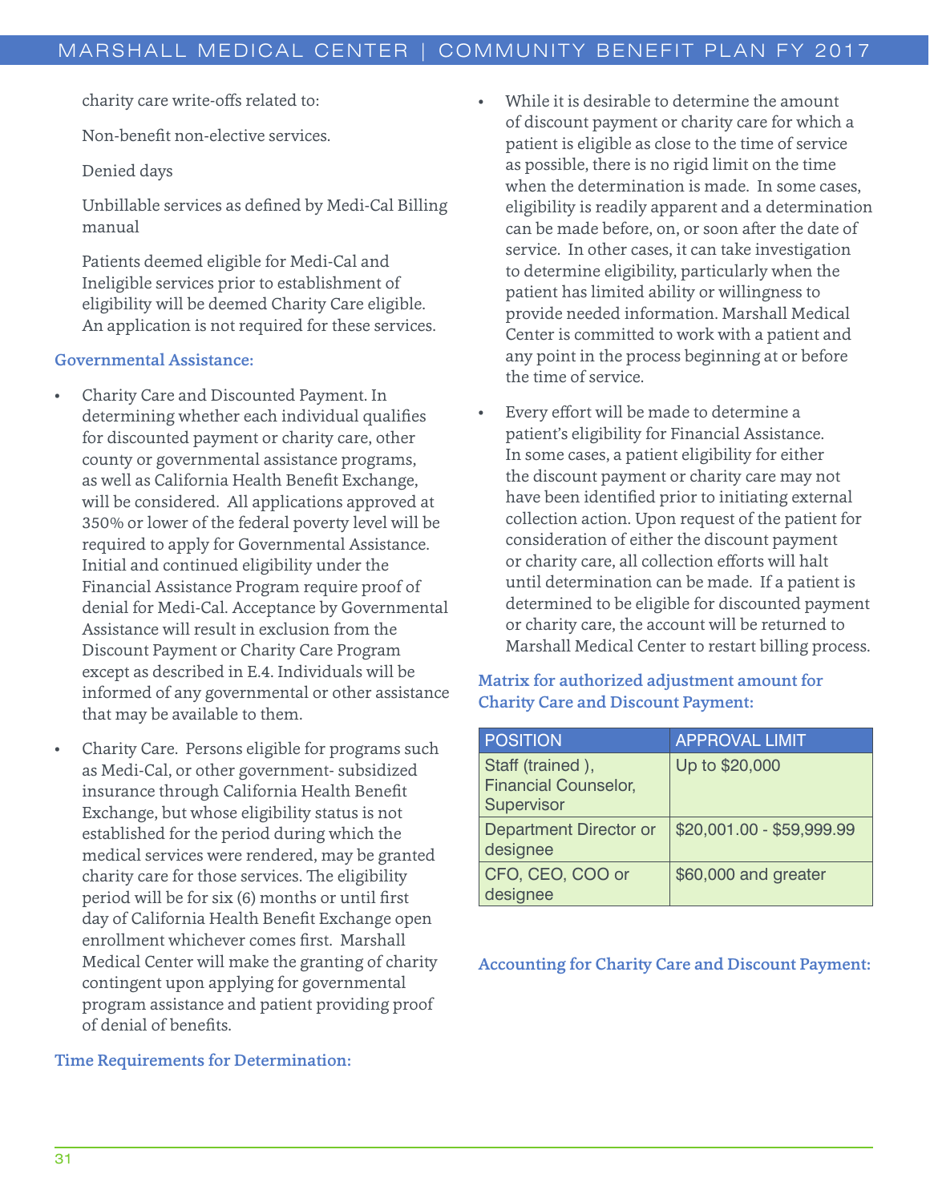charity care write-offs related to:

Non-benefit non-elective services.

Denied days

Unbillable services as defined by Medi-Cal Billing manual

Patients deemed eligible for Medi-Cal and Ineligible services prior to establishment of eligibility will be deemed Charity Care eligible. An application is not required for these services.

### Governmental Assistance:

- Charity Care and Discounted Payment. In determining whether each individual qualifies for discounted payment or charity care, other county or governmental assistance programs, as well as California Health Benefit Exchange, will be considered. All applications approved at 350% or lower of the federal poverty level will be required to apply for Governmental Assistance. Initial and continued eligibility under the Financial Assistance Program require proof of denial for Medi-Cal. Acceptance by Governmental Assistance will result in exclusion from the Discount Payment or Charity Care Program except as described in E.4. Individuals will be informed of any governmental or other assistance that may be available to them.
- Charity Care. Persons eligible for programs such as Medi-Cal, or other government- subsidized insurance through California Health Benefit Exchange, but whose eligibility status is not established for the period during which the medical services were rendered, may be granted charity care for those services. The eligibility period will be for six (6) months or until first day of California Health Benefit Exchange open enrollment whichever comes first. Marshall Medical Center will make the granting of charity contingent upon applying for governmental program assistance and patient providing proof of denial of benefits.

### Time Requirements for Determination:

- While it is desirable to determine the amount of discount payment or charity care for which a patient is eligible as close to the time of service as possible, there is no rigid limit on the time when the determination is made. In some cases, eligibility is readily apparent and a determination can be made before, on, or soon after the date of service. In other cases, it can take investigation to determine eligibility, particularly when the patient has limited ability or willingness to provide needed information. Marshall Medical Center is committed to work with a patient and any point in the process beginning at or before the time of service.
- Every effort will be made to determine a patient's eligibility for Financial Assistance. In some cases, a patient eligibility for either the discount payment or charity care may not have been identified prior to initiating external collection action. Upon request of the patient for consideration of either the discount payment or charity care, all collection efforts will halt until determination can be made. If a patient is determined to be eligible for discounted payment or charity care, the account will be returned to Marshall Medical Center to restart billing process.

### Matrix for authorized adjustment amount for Charity Care and Discount Payment:

| POSITION | APPROVAL LIMIT |
|---|---|
| Staff (trained ), Financial Counselor, Supervisor | Up to $20,000 |
| Department Director or designee | $20,001.00 - $59,999.99 |
| CFO, CEO, COO or designee | $60,000 and greater |

### Accounting for Charity Care and Discount Payment: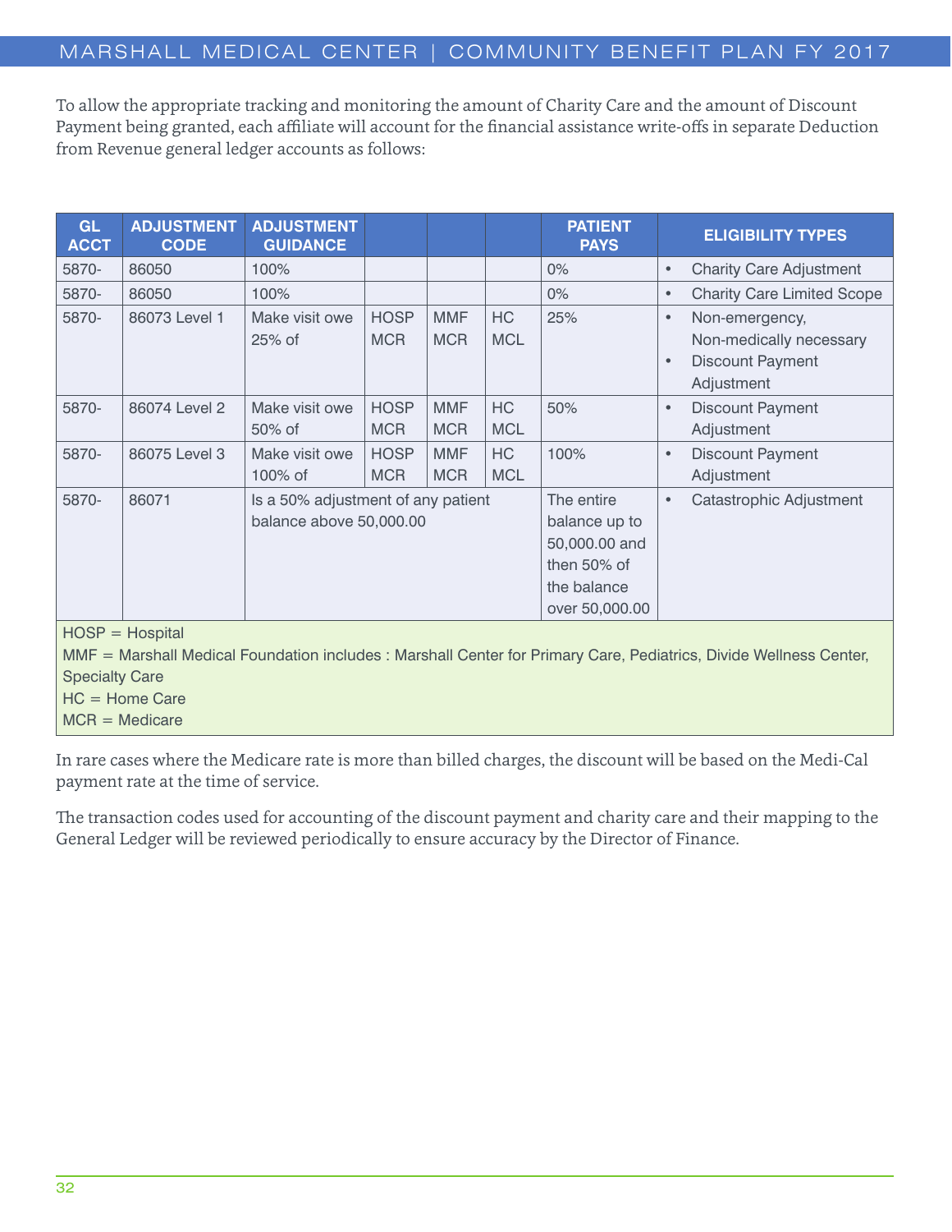To allow the appropriate tracking and monitoring the amount of Charity Care and the amount of Discount Payment being granted, each affiliate will account for the financial assistance write-offs in separate Deduction from Revenue general ledger accounts as follows:

| GL ACCT | ADJUSTMENT CODE | ADJUSTMENT GUIDANCE | | | | PATIENT PAYS | ELIGIBILITY TYPES |
|---|---|---|---|---|---|---|---|
| 5870- | 86050 | 100% | | | | 0% | • Charity Care Adjustment |
| 5870- | 86050 | 100% | | | | 0% | • Charity Care Limited Scope |
| 5870- | 86073 Level 1 | Make visit owe 25% of | HOSP MCR | MMF MCR | HC MCL | 25% | • Non-emergency, Non-medically necessary<br>• Discount Payment Adjustment |
| 5870- | 86074 Level 2 | Make visit owe 50% of | HOSP MCR | MMF MCR | HC MCL | 50% | • Discount Payment Adjustment |
| 5870- | 86075 Level 3 | Make visit owe 100% of | HOSP MCR | MMF MCR | HC MCL | 100% | • Discount Payment Adjustment |
| 5870- | 86071 | Is a 50% adjustment of any patient balance above 50,000.00 | | | | The entire balance up to 50,000.00 and then 50% of the balance over 50,000.00 | • Catastrophic Adjustment |

HOSP = Hospital
MMF = Marshall Medical Foundation includes : Marshall Center for Primary Care, Pediatrics, Divide Wellness Center, Specialty Care
HC = Home Care
MCR = Medicare

In rare cases where the Medicare rate is more than billed charges, the discount will be based on the Medi-Cal payment rate at the time of service.

The transaction codes used for accounting of the discount payment and charity care and their mapping to the General Ledger will be reviewed periodically to ensure accuracy by the Director of Finance.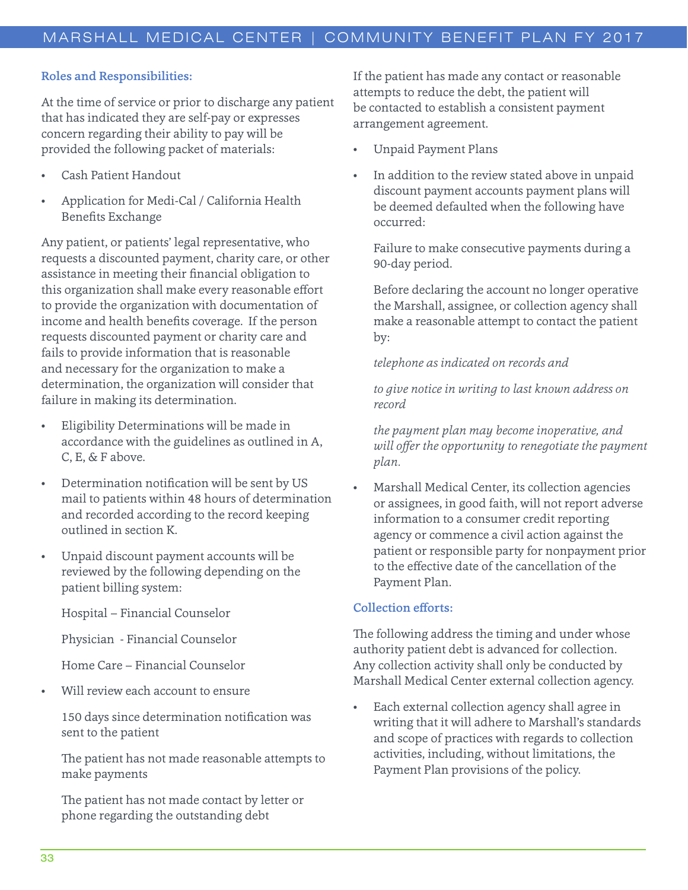### Roles and Responsibilities:

At the time of service or prior to discharge any patient that has indicated they are self-pay or expresses concern regarding their ability to pay will be provided the following packet of materials:

- Cash Patient Handout
- Application for Medi-Cal / California Health Benefits Exchange

Any patient, or patients' legal representative, who requests a discounted payment, charity care, or other assistance in meeting their financial obligation to this organization shall make every reasonable effort to provide the organization with documentation of income and health benefits coverage. If the person requests discounted payment or charity care and fails to provide information that is reasonable and necessary for the organization to make a determination, the organization will consider that failure in making its determination.

- Eligibility Determinations will be made in accordance with the guidelines as outlined in A, C, E, & F above.
- Determination notification will be sent by US mail to patients within 48 hours of determination and recorded according to the record keeping outlined in section K.
- Unpaid discount payment accounts will be reviewed by the following depending on the patient billing system:

  Hospital – Financial Counselor

  Physician - Financial Counselor

  Home Care – Financial Counselor

- Will review each account to ensure

  150 days since determination notification was sent to the patient

  The patient has not made reasonable attempts to make payments

  The patient has not made contact by letter or phone regarding the outstanding debt

If the patient has made any contact or reasonable attempts to reduce the debt, the patient will be contacted to establish a consistent payment arrangement agreement.

- Unpaid Payment Plans
- In addition to the review stated above in unpaid discount payment accounts payment plans will be deemed defaulted when the following have occurred:

  Failure to make consecutive payments during a 90-day period.

  Before declaring the account no longer operative the Marshall, assignee, or collection agency shall make a reasonable attempt to contact the patient by:

  *telephone as indicated on records and*

  *to give notice in writing to last known address on record*

  *the payment plan may become inoperative, and will offer the opportunity to renegotiate the payment plan.*

- Marshall Medical Center, its collection agencies or assignees, in good faith, will not report adverse information to a consumer credit reporting agency or commence a civil action against the patient or responsible party for nonpayment prior to the effective date of the cancellation of the Payment Plan.

### Collection efforts:

The following address the timing and under whose authority patient debt is advanced for collection. Any collection activity shall only be conducted by Marshall Medical Center external collection agency.

- Each external collection agency shall agree in writing that it will adhere to Marshall's standards and scope of practices with regards to collection activities, including, without limitations, the Payment Plan provisions of the policy.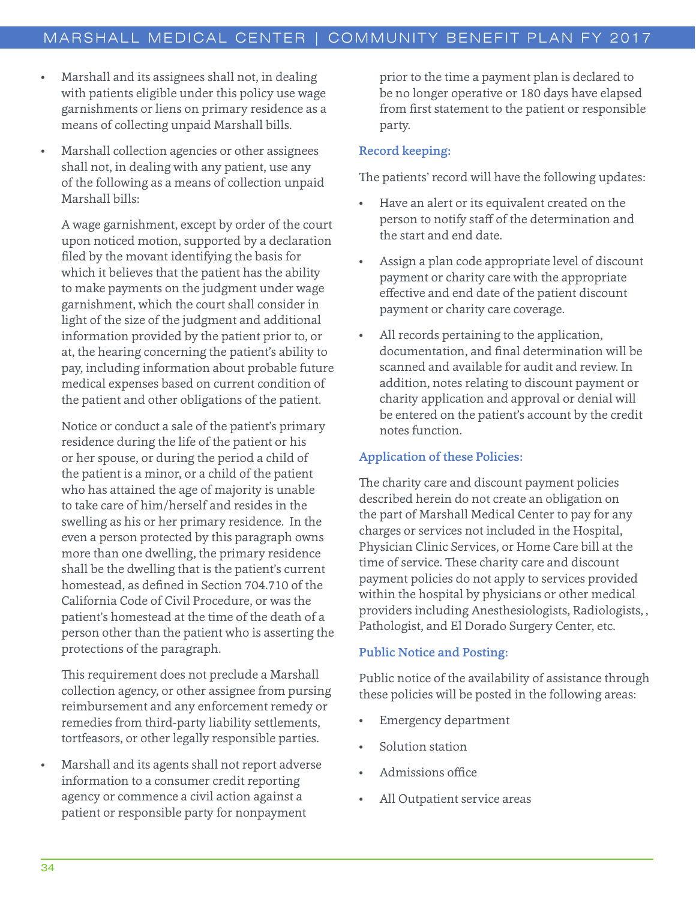- Marshall and its assignees shall not, in dealing with patients eligible under this policy use wage garnishments or liens on primary residence as a means of collecting unpaid Marshall bills.
- Marshall collection agencies or other assignees shall not, in dealing with any patient, use any of the following as a means of collection unpaid Marshall bills:

  A wage garnishment, except by order of the court upon noticed motion, supported by a declaration filed by the movant identifying the basis for which it believes that the patient has the ability to make payments on the judgment under wage garnishment, which the court shall consider in light of the size of the judgment and additional information provided by the patient prior to, or at, the hearing concerning the patient's ability to pay, including information about probable future medical expenses based on current condition of the patient and other obligations of the patient.

  Notice or conduct a sale of the patient's primary residence during the life of the patient or his or her spouse, or during the period a child of the patient is a minor, or a child of the patient who has attained the age of majority is unable to take care of him/herself and resides in the swelling as his or her primary residence. In the even a person protected by this paragraph owns more than one dwelling, the primary residence shall be the dwelling that is the patient's current homestead, as defined in Section 704.710 of the California Code of Civil Procedure, or was the patient's homestead at the time of the death of a person other than the patient who is asserting the protections of the paragraph.

  This requirement does not preclude a Marshall collection agency, or other assignee from pursing reimbursement and any enforcement remedy or remedies from third-party liability settlements, tortfeasors, or other legally responsible parties.

- Marshall and its agents shall not report adverse information to a consumer credit reporting agency or commence a civil action against a patient or responsible party for nonpayment prior to the time a payment plan is declared to be no longer operative or 180 days have elapsed from first statement to the patient or responsible party.

### Record keeping:

The patients' record will have the following updates:

- Have an alert or its equivalent created on the person to notify staff of the determination and the start and end date.
- Assign a plan code appropriate level of discount payment or charity care with the appropriate effective and end date of the patient discount payment or charity care coverage.
- All records pertaining to the application, documentation, and final determination will be scanned and available for audit and review. In addition, notes relating to discount payment or charity application and approval or denial will be entered on the patient's account by the credit notes function.

### Application of these Policies:

The charity care and discount payment policies described herein do not create an obligation on the part of Marshall Medical Center to pay for any charges or services not included in the Hospital, Physician Clinic Services, or Home Care bill at the time of service. These charity care and discount payment policies do not apply to services provided within the hospital by physicians or other medical providers including Anesthesiologists, Radiologists, , Pathologist, and El Dorado Surgery Center, etc.

### Public Notice and Posting:

Public notice of the availability of assistance through these policies will be posted in the following areas:

- Emergency department
- Solution station
- Admissions office
- All Outpatient service areas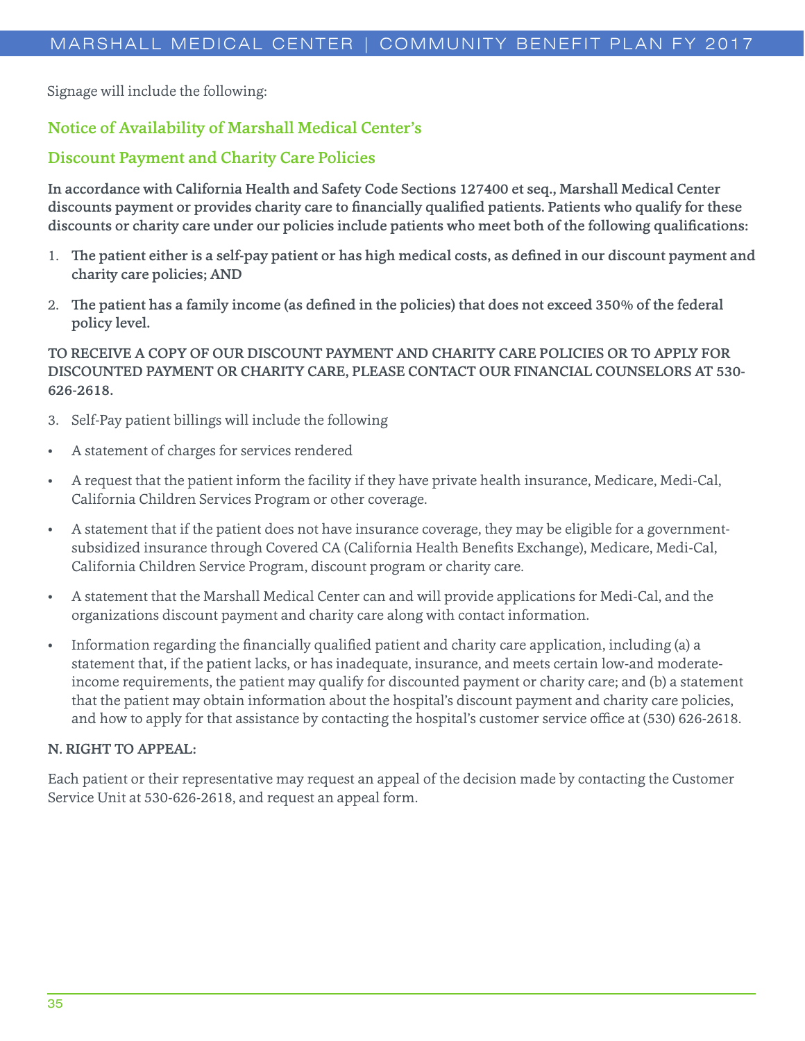Signage will include the following:

## Notice of Availability of Marshall Medical Center's

## Discount Payment and Charity Care Policies

**In accordance with California Health and Safety Code Sections 127400 et seq., Marshall Medical Center discounts payment or provides charity care to financially qualified patients. Patients who qualify for these discounts or charity care under our policies include patients who meet both of the following qualifications:**

1. **The patient either is a self-pay patient or has high medical costs, as defined in our discount payment and charity care policies; AND**
2. **The patient has a family income (as defined in the policies) that does not exceed 350% of the federal policy level.**

**TO RECEIVE A COPY OF OUR DISCOUNT PAYMENT AND CHARITY CARE POLICIES OR TO APPLY FOR DISCOUNTED PAYMENT OR CHARITY CARE, PLEASE CONTACT OUR FINANCIAL COUNSELORS AT 530-626-2618.**

3. Self-Pay patient billings will include the following

- A statement of charges for services rendered
- A request that the patient inform the facility if they have private health insurance, Medicare, Medi-Cal, California Children Services Program or other coverage.
- A statement that if the patient does not have insurance coverage, they may be eligible for a government-subsidized insurance through Covered CA (California Health Benefits Exchange), Medicare, Medi-Cal, California Children Service Program, discount program or charity care.
- A statement that the Marshall Medical Center can and will provide applications for Medi-Cal, and the organizations discount payment and charity care along with contact information.
- Information regarding the financially qualified patient and charity care application, including (a) a statement that, if the patient lacks, or has inadequate, insurance, and meets certain low-and moderate-income requirements, the patient may qualify for discounted payment or charity care; and (b) a statement that the patient may obtain information about the hospital's discount payment and charity care policies, and how to apply for that assistance by contacting the hospital's customer service office at (530) 626-2618.

**N. RIGHT TO APPEAL:**

Each patient or their representative may request an appeal of the decision made by contacting the Customer Service Unit at 530-626-2618, and request an appeal form.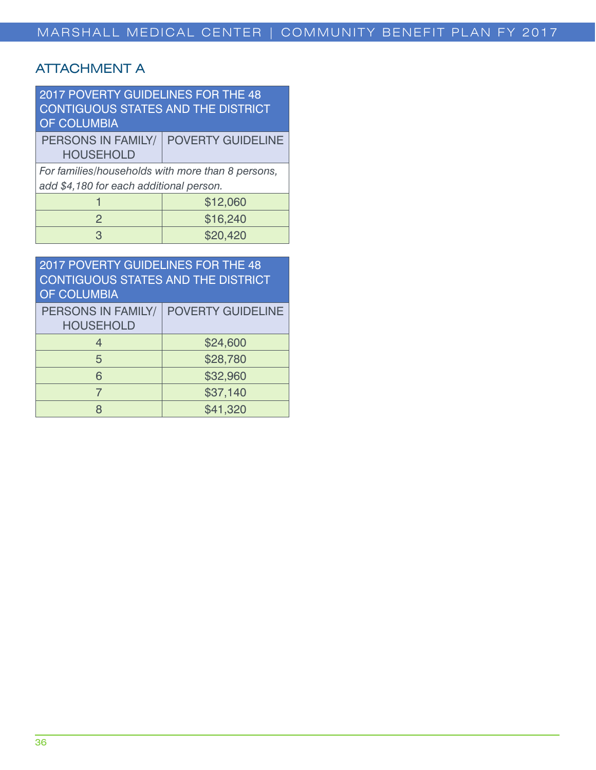## ATTACHMENT A

| 2017 POVERTY GUIDELINES FOR THE 48 CONTIGUOUS STATES AND THE DISTRICT OF COLUMBIA | |
|---|---|
| PERSONS IN FAMILY/ HOUSEHOLD | POVERTY GUIDELINE |
| *For families/households with more than 8 persons, add $4,180 for each additional person.* | |
| 1 | $12,060 |
| 2 | $16,240 |
| 3 | $20,420 |
| 4 | $24,600 |
| 5 | $28,780 |
| 6 | $32,960 |
| 7 | $37,140 |
| 8 | $41,320 |